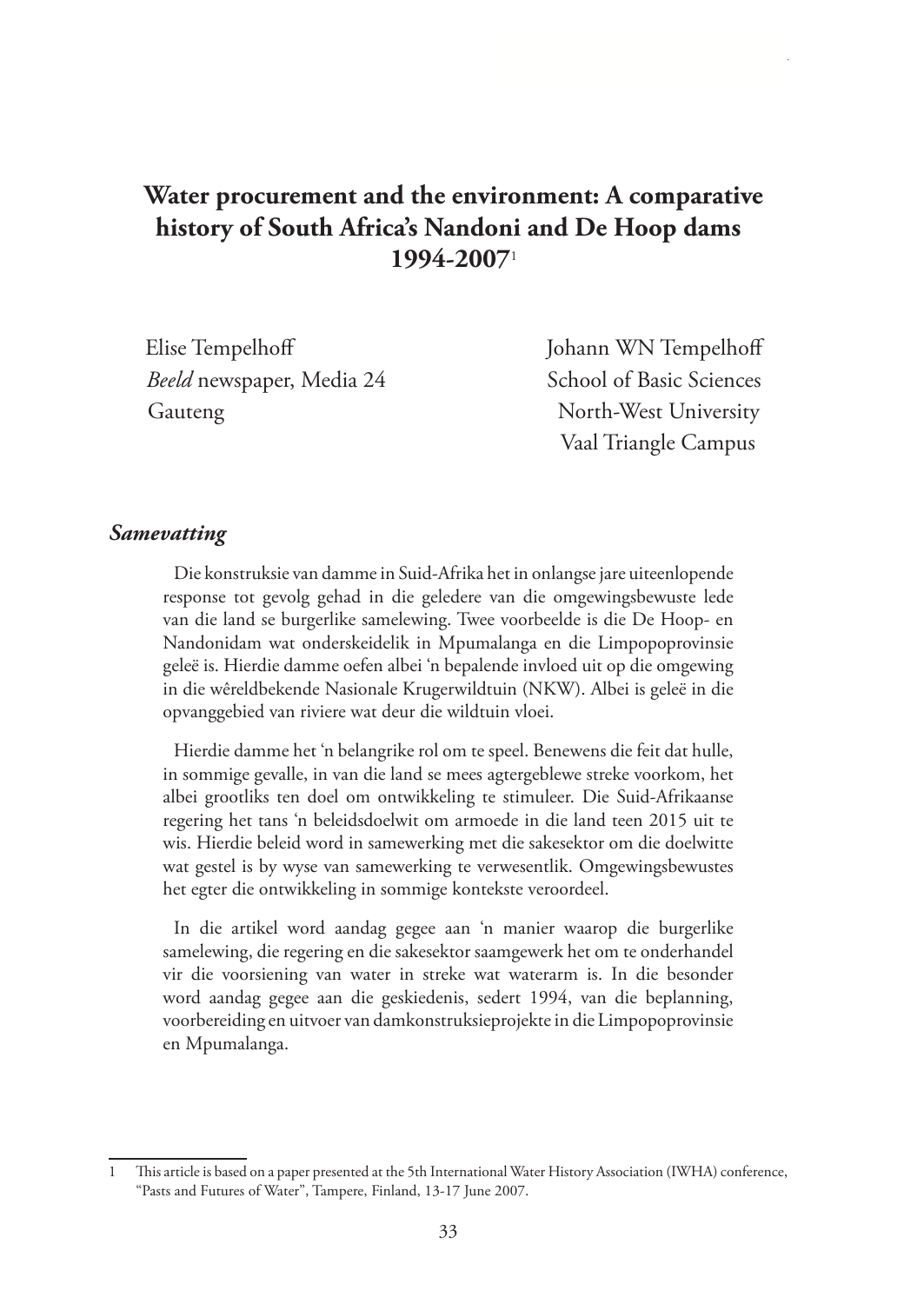# Water procurement and the environment: A comparative history of South Africa's Nandoni and De Hoop dams 1994-2007[1]

Elise Tempelhoff
*Beeld* newspaper, Media 24
Gauteng

Johann WN Tempelhoff
School of Basic Sciences
North-West University
Vaal Triangle Campus

## *Samevatting*

Die konstruksie van damme in Suid-Afrika het in onlangse jare uiteenlopende response tot gevolg gehad in die geledere van die omgewingsbewuste lede van die land se burgerlike samelewing. Twee voorbeelde is die De Hoop- en Nandonidam wat onderskeidelik in Mpumalanga en die Limpopoprovinsie geleë is. Hierdie damme oefen albei 'n bepalende invloed uit op die omgewing in die wêreldbekende Nasionale Krugerwildtuin (NKW). Albei is geleë in die opvanggebied van riviere wat deur die wildtuin vloei.

Hierdie damme het 'n belangrike rol om te speel. Benewens die feit dat hulle, in sommige gevalle, in van die land se mees agtergeblewe streke voorkom, het albei grootliks ten doel om ontwikkeling te stimuleer. Die Suid-Afrikaanse regering het tans 'n beleidsdoelwit om armoede in die land teen 2015 uit te wis. Hierdie beleid word in samewerking met die sakesektor om die doelwitte wat gestel is by wyse van samewerking te verwesentlik. Omgewingsbewustes het egter die ontwikkeling in sommige kontekste veroordeel.

In die artikel word aandag gegee aan 'n manier waarop die burgerlike samelewing, die regering en die sakesektor saamgewerk het om te onderhandel vir die voorsiening van water in streke wat waterarm is. In die besonder word aandag gegee aan die geskiedenis, sedert 1994, van die beplanning, voorbereiding en uitvoer van damkonstruksieprojekte in die Limpopoprovinsie en Mpumalanga.

---

1 This article is based on a paper presented at the 5th International Water History Association (IWHA) conference, "Pasts and Futures of Water", Tampere, Finland, 13-17 June 2007.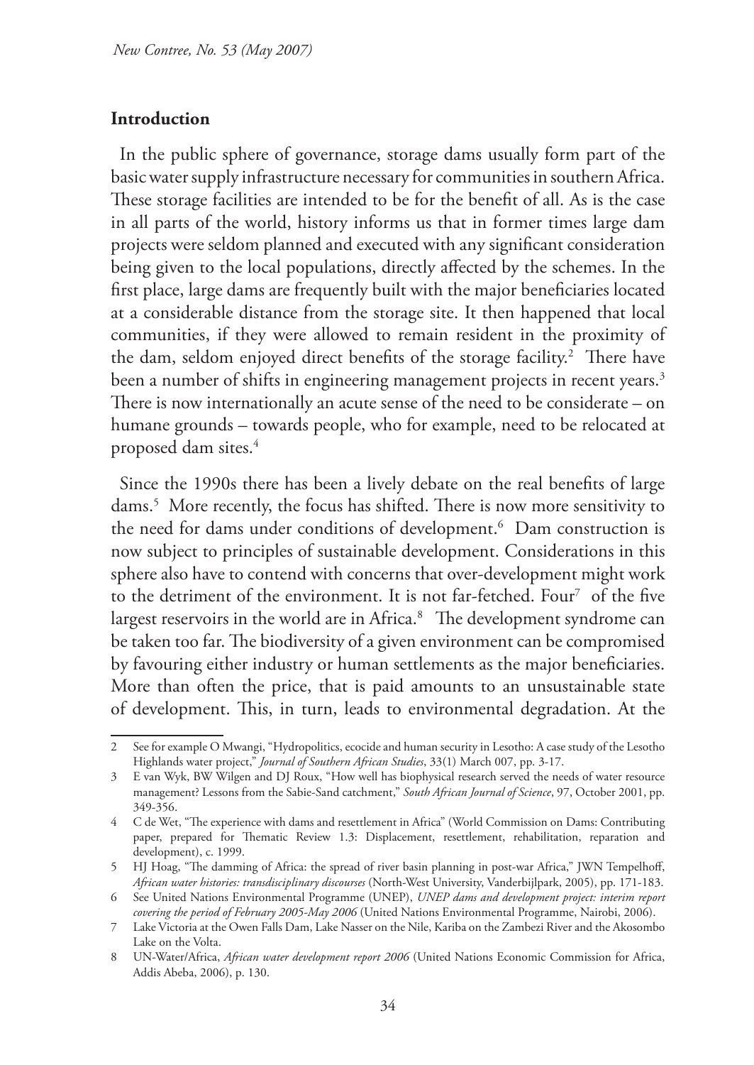## Introduction

In the public sphere of governance, storage dams usually form part of the basic water supply infrastructure necessary for communities in southern Africa. These storage facilities are intended to be for the benefit of all. As is the case in all parts of the world, history informs us that in former times large dam projects were seldom planned and executed with any significant consideration being given to the local populations, directly affected by the schemes. In the first place, large dams are frequently built with the major beneficiaries located at a considerable distance from the storage site. It then happened that local communities, if they were allowed to remain resident in the proximity of the dam, seldom enjoyed direct benefits of the storage facility.[2] There have been a number of shifts in engineering management projects in recent years.[3] There is now internationally an acute sense of the need to be considerate – on humane grounds – towards people, who for example, need to be relocated at proposed dam sites.[4]

Since the 1990s there has been a lively debate on the real benefits of large dams.[5] More recently, the focus has shifted. There is now more sensitivity to the need for dams under conditions of development.[6] Dam construction is now subject to principles of sustainable development. Considerations in this sphere also have to contend with concerns that over-development might work to the detriment of the environment. It is not far-fetched. Four[7] of the five largest reservoirs in the world are in Africa.[8] The development syndrome can be taken too far. The biodiversity of a given environment can be compromised by favouring either industry or human settlements as the major beneficiaries. More than often the price, that is paid amounts to an unsustainable state of development. This, in turn, leads to environmental degradation. At the

---

2 See for example O Mwangi, "Hydropolitics, ecocide and human security in Lesotho: A case study of the Lesotho Highlands water project," *Journal of Southern African Studies*, 33(1) March 007, pp. 3-17.

3 E van Wyk, BW Wilgen and DJ Roux, "How well has biophysical research served the needs of water resource management? Lessons from the Sabie-Sand catchment," *South African Journal of Science*, 97, October 2001, pp. 349-356.

4 C de Wet, "The experience with dams and resettlement in Africa" (World Commission on Dams: Contributing paper, prepared for Thematic Review 1.3: Displacement, resettlement, rehabilitation, reparation and development), c. 1999.

5 HJ Hoag, "The damming of Africa: the spread of river basin planning in post-war Africa," JWN Tempelhoff, *African water histories: transdisciplinary discourses* (North-West University, Vanderbijlpark, 2005), pp. 171-183.

6 See United Nations Environmental Programme (UNEP), *UNEP dams and development project: interim report covering the period of February 2005-May 2006* (United Nations Environmental Programme, Nairobi, 2006).

7 Lake Victoria at the Owen Falls Dam, Lake Nasser on the Nile, Kariba on the Zambezi River and the Akosombo Lake on the Volta.

8 UN-Water/Africa, *African water development report 2006* (United Nations Economic Commission for Africa, Addis Abeba, 2006), p. 130.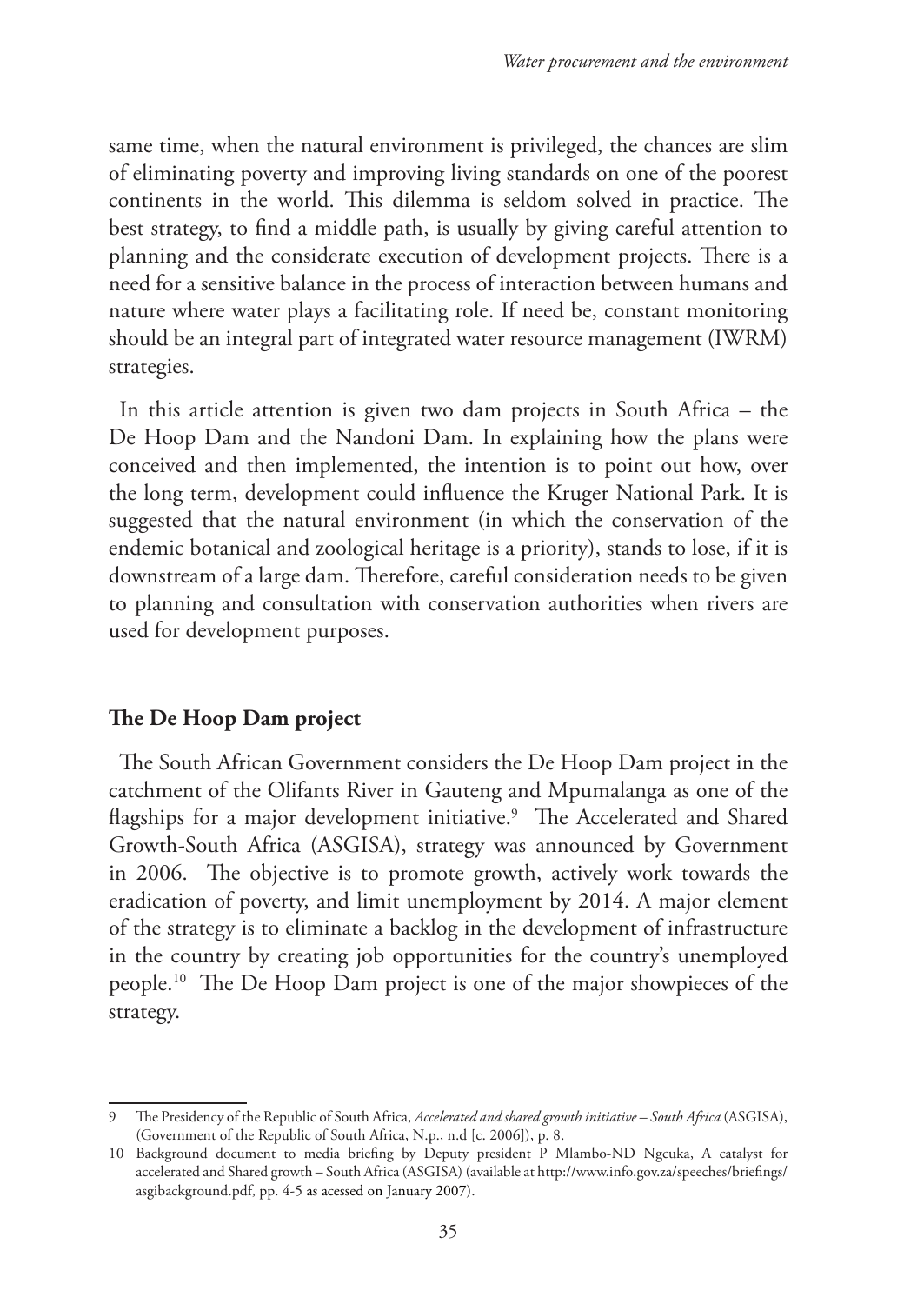same time, when the natural environment is privileged, the chances are slim of eliminating poverty and improving living standards on one of the poorest continents in the world. This dilemma is seldom solved in practice. The best strategy, to find a middle path, is usually by giving careful attention to planning and the considerate execution of development projects. There is a need for a sensitive balance in the process of interaction between humans and nature where water plays a facilitating role. If need be, constant monitoring should be an integral part of integrated water resource management (IWRM) strategies.

In this article attention is given two dam projects in South Africa – the De Hoop Dam and the Nandoni Dam. In explaining how the plans were conceived and then implemented, the intention is to point out how, over the long term, development could influence the Kruger National Park. It is suggested that the natural environment (in which the conservation of the endemic botanical and zoological heritage is a priority), stands to lose, if it is downstream of a large dam. Therefore, careful consideration needs to be given to planning and consultation with conservation authorities when rivers are used for development purposes.

## The De Hoop Dam project

The South African Government considers the De Hoop Dam project in the catchment of the Olifants River in Gauteng and Mpumalanga as one of the flagships for a major development initiative.[9] The Accelerated and Shared Growth-South Africa (ASGISA), strategy was announced by Government in 2006. The objective is to promote growth, actively work towards the eradication of poverty, and limit unemployment by 2014. A major element of the strategy is to eliminate a backlog in the development of infrastructure in the country by creating job opportunities for the country's unemployed people.[10] The De Hoop Dam project is one of the major showpieces of the strategy.

---

9 The Presidency of the Republic of South Africa, *Accelerated and shared growth initiative – South Africa* (ASGISA), (Government of the Republic of South Africa, N.p., n.d [c. 2006]), p. 8.

10 Background document to media briefing by Deputy president P Mlambo-ND Ngcuka, A catalyst for accelerated and Shared growth – South Africa (ASGISA) (available at http://www.info.gov.za/speeches/briefings/asgibackground.pdf, pp. 4-5 as acessed on January 2007).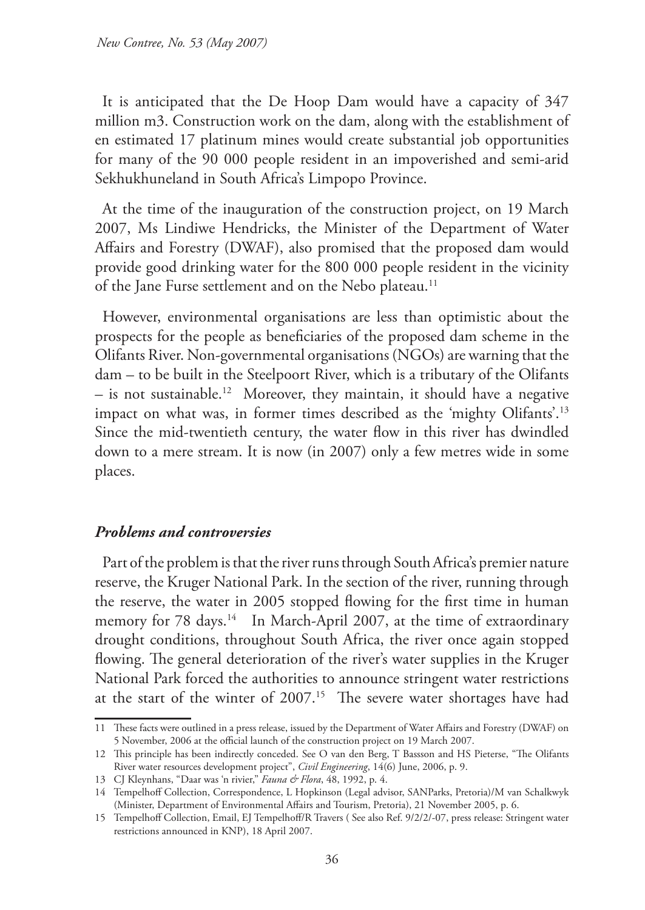It is anticipated that the De Hoop Dam would have a capacity of 347 million m3. Construction work on the dam, along with the establishment of en estimated 17 platinum mines would create substantial job opportunities for many of the 90 000 people resident in an impoverished and semi-arid Sekhukhuneland in South Africa's Limpopo Province.

At the time of the inauguration of the construction project, on 19 March 2007, Ms Lindiwe Hendricks, the Minister of the Department of Water Affairs and Forestry (DWAF), also promised that the proposed dam would provide good drinking water for the 800 000 people resident in the vicinity of the Jane Furse settlement and on the Nebo plateau.[11]

However, environmental organisations are less than optimistic about the prospects for the people as beneficiaries of the proposed dam scheme in the Olifants River. Non-governmental organisations (NGOs) are warning that the dam – to be built in the Steelpoort River, which is a tributary of the Olifants – is not sustainable.[12] Moreover, they maintain, it should have a negative impact on what was, in former times described as the 'mighty Olifants'.[13] Since the mid-twentieth century, the water flow in this river has dwindled down to a mere stream. It is now (in 2007) only a few metres wide in some places.

### *Problems and controversies*

Part of the problem is that the river runs through South Africa's premier nature reserve, the Kruger National Park. In the section of the river, running through the reserve, the water in 2005 stopped flowing for the first time in human memory for 78 days.[14] In March-April 2007, at the time of extraordinary drought conditions, throughout South Africa, the river once again stopped flowing. The general deterioration of the river's water supplies in the Kruger National Park forced the authorities to announce stringent water restrictions at the start of the winter of 2007.[15] The severe water shortages have had

---

11 These facts were outlined in a press release, issued by the Department of Water Affairs and Forestry (DWAF) on 5 November, 2006 at the official launch of the construction project on 19 March 2007.

12 This principle has been indirectly conceded. See O van den Berg, T Bassson and HS Pieterse, "The Olifants River water resources development project", *Civil Engineering*, 14(6) June, 2006, p. 9.

13 CJ Kleynhans, "Daar was 'n rivier," *Fauna & Flora*, 48, 1992, p. 4.

14 Tempelhoff Collection, Correspondence, L Hopkinson (Legal advisor, SANParks, Pretoria)/M van Schalkwyk (Minister, Department of Environmental Affairs and Tourism, Pretoria), 21 November 2005, p. 6.

15 Tempelhoff Collection, Email, EJ Tempelhoff/R Travers ( See also Ref. 9/2/2/-07, press release: Stringent water restrictions announced in KNP), 18 April 2007.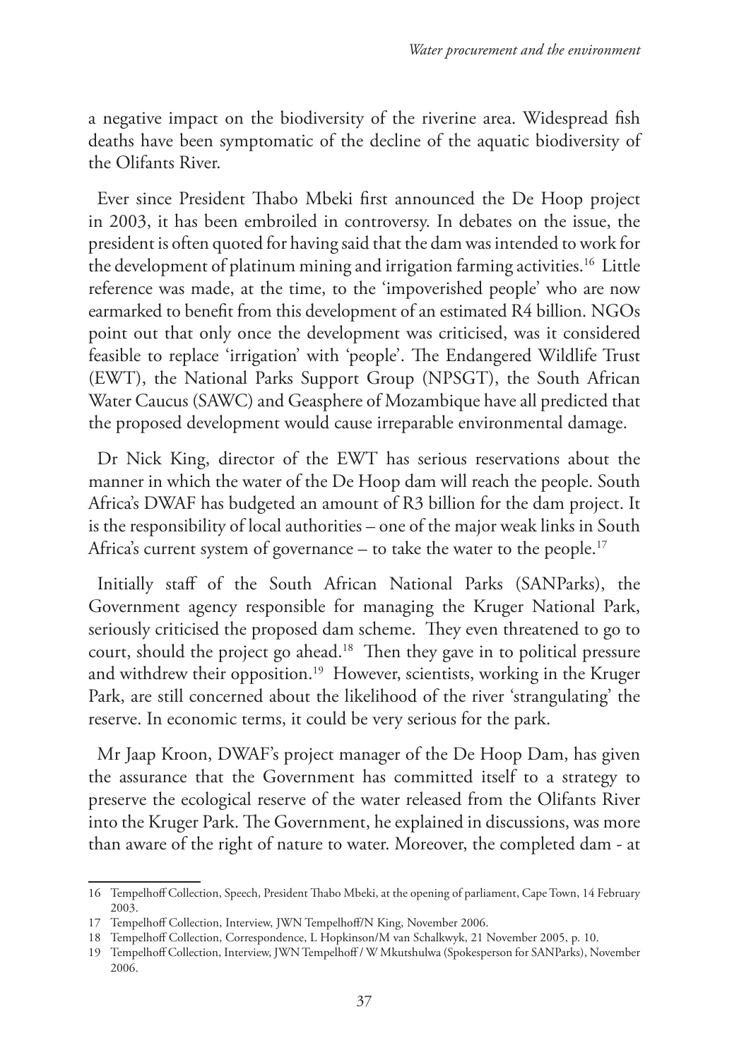a negative impact on the biodiversity of the riverine area. Widespread fish deaths have been symptomatic of the decline of the aquatic biodiversity of the Olifants River.

Ever since President Thabo Mbeki first announced the De Hoop project in 2003, it has been embroiled in controversy. In debates on the issue, the president is often quoted for having said that the dam was intended to work for the development of platinum mining and irrigation farming activities.[16] Little reference was made, at the time, to the 'impoverished people' who are now earmarked to benefit from this development of an estimated R4 billion. NGOs point out that only once the development was criticised, was it considered feasible to replace 'irrigation' with 'people'. The Endangered Wildlife Trust (EWT), the National Parks Support Group (NPSGT), the South African Water Caucus (SAWC) and Geasphere of Mozambique have all predicted that the proposed development would cause irreparable environmental damage.

Dr Nick King, director of the EWT has serious reservations about the manner in which the water of the De Hoop dam will reach the people. South Africa's DWAF has budgeted an amount of R3 billion for the dam project. It is the responsibility of local authorities – one of the major weak links in South Africa's current system of governance – to take the water to the people.[17]

Initially staff of the South African National Parks (SANParks), the Government agency responsible for managing the Kruger National Park, seriously criticised the proposed dam scheme. They even threatened to go to court, should the project go ahead.[18] Then they gave in to political pressure and withdrew their opposition.[19] However, scientists, working in the Kruger Park, are still concerned about the likelihood of the river 'strangulating' the reserve. In economic terms, it could be very serious for the park.

Mr Jaap Kroon, DWAF's project manager of the De Hoop Dam, has given the assurance that the Government has committed itself to a strategy to preserve the ecological reserve of the water released from the Olifants River into the Kruger Park. The Government, he explained in discussions, was more than aware of the right of nature to water. Moreover, the completed dam - at

---

16 Tempelhoff Collection, Speech, President Thabo Mbeki, at the opening of parliament, Cape Town, 14 February 2003.

17 Tempelhoff Collection, Interview, JWN Tempelhoff/N King, November 2006.

18 Tempelhoff Collection, Correspondence, L Hopkinson/M van Schalkwyk, 21 November 2005, p. 10.

19 Tempelhoff Collection, Interview, JWN Tempelhoff / W Mkutshulwa (Spokesperson for SANParks), November 2006.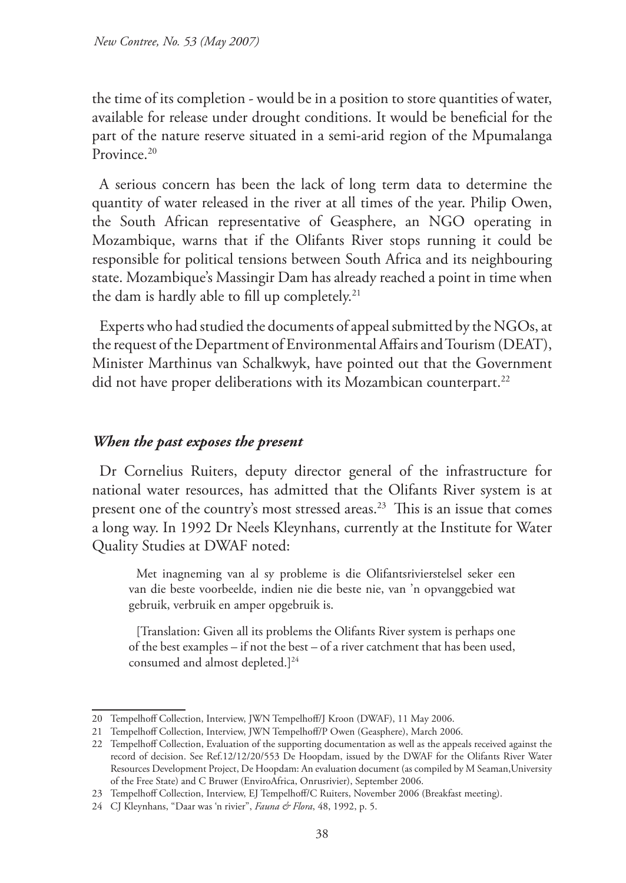the time of its completion - would be in a position to store quantities of water, available for release under drought conditions. It would be beneficial for the part of the nature reserve situated in a semi-arid region of the Mpumalanga Province.[20]

A serious concern has been the lack of long term data to determine the quantity of water released in the river at all times of the year. Philip Owen, the South African representative of Geasphere, an NGO operating in Mozambique, warns that if the Olifants River stops running it could be responsible for political tensions between South Africa and its neighbouring state. Mozambique's Massingir Dam has already reached a point in time when the dam is hardly able to fill up completely.[21]

Experts who had studied the documents of appeal submitted by the NGOs, at the request of the Department of Environmental Affairs and Tourism (DEAT), Minister Marthinus van Schalkwyk, have pointed out that the Government did not have proper deliberations with its Mozambican counterpart.[22]

## *When the past exposes the present*

Dr Cornelius Ruiters, deputy director general of the infrastructure for national water resources, has admitted that the Olifants River system is at present one of the country's most stressed areas.[23] This is an issue that comes a long way. In 1992 Dr Neels Kleynhans, currently at the Institute for Water Quality Studies at DWAF noted:

> Met inagneming van al sy probleme is die Olifantsrivierstelsel seker een van die beste voorbeelde, indien nie die beste nie, van 'n opvanggebied wat gebruik, verbruik en amper opgebruik is.
>
> [Translation: Given all its problems the Olifants River system is perhaps one of the best examples – if not the best – of a river catchment that has been used, consumed and almost depleted.][24]

---

20 Tempelhoff Collection, Interview, JWN Tempelhoff/J Kroon (DWAF), 11 May 2006.

21 Tempelhoff Collection, Interview, JWN Tempelhoff/P Owen (Geasphere), March 2006.

22 Tempelhoff Collection, Evaluation of the supporting documentation as well as the appeals received against the record of decision. See Ref.12/12/20/553 De Hoopdam, issued by the DWAF for the Olifants River Water Resources Development Project, De Hoopdam: An evaluation document (as compiled by M Seaman,University of the Free State) and C Bruwer (EnviroAfrica, Onrusrivier), September 2006.

23 Tempelhoff Collection, Interview, EJ Tempelhoff/C Ruiters, November 2006 (Breakfast meeting).

24 CJ Kleynhans, "Daar was 'n rivier", *Fauna & Flora*, 48, 1992, p. 5.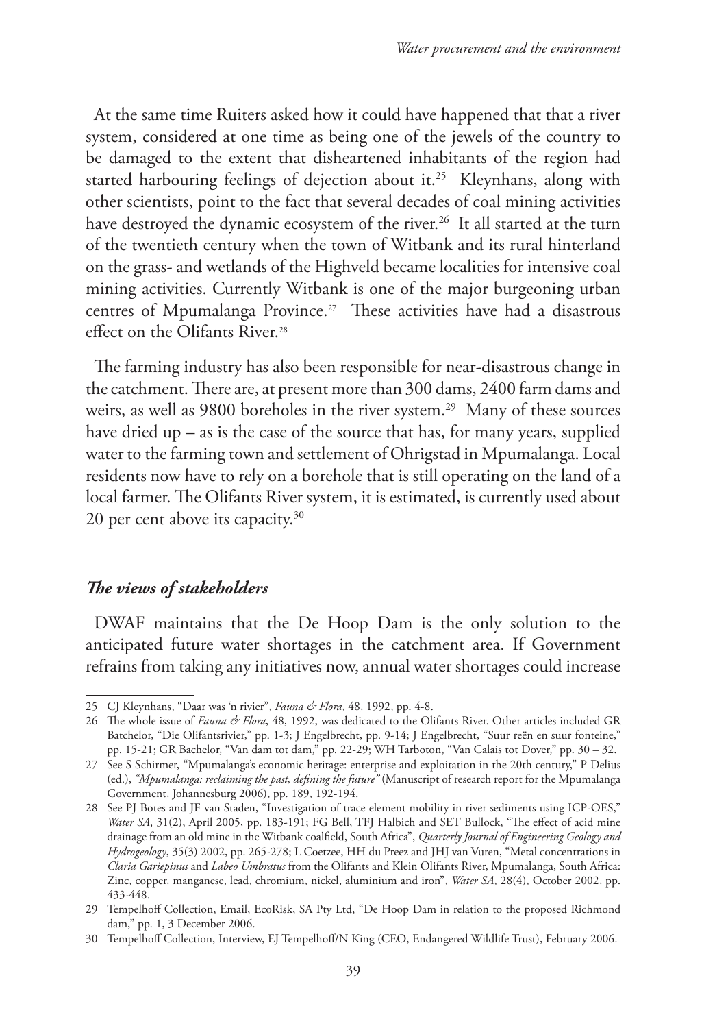At the same time Ruiters asked how it could have happened that that a river system, considered at one time as being one of the jewels of the country to be damaged to the extent that disheartened inhabitants of the region had started harbouring feelings of dejection about it.[25] Kleynhans, along with other scientists, point to the fact that several decades of coal mining activities have destroyed the dynamic ecosystem of the river.[26] It all started at the turn of the twentieth century when the town of Witbank and its rural hinterland on the grass- and wetlands of the Highveld became localities for intensive coal mining activities. Currently Witbank is one of the major burgeoning urban centres of Mpumalanga Province.[27] These activities have had a disastrous effect on the Olifants River.[28]

The farming industry has also been responsible for near-disastrous change in the catchment. There are, at present more than 300 dams, 2400 farm dams and weirs, as well as 9800 boreholes in the river system.[29] Many of these sources have dried up – as is the case of the source that has, for many years, supplied water to the farming town and settlement of Ohrigstad in Mpumalanga. Local residents now have to rely on a borehole that is still operating on the land of a local farmer. The Olifants River system, it is estimated, is currently used about 20 per cent above its capacity.[30]

### *The views of stakeholders*

DWAF maintains that the De Hoop Dam is the only solution to the anticipated future water shortages in the catchment area. If Government refrains from taking any initiatives now, annual water shortages could increase

---

25 CJ Kleynhans, "Daar was 'n rivier", *Fauna & Flora*, 48, 1992, pp. 4-8.

26 The whole issue of *Fauna & Flora*, 48, 1992, was dedicated to the Olifants River. Other articles included GR Batchelor, "Die Olifantsrivier," pp. 1-3; J Engelbrecht, pp. 9-14; J Engelbrecht, "Suur reën en suur fonteine," pp. 15-21; GR Bachelor, "Van dam tot dam," pp. 22-29; WH Tarboton, "Van Calais tot Dover," pp. 30 – 32.

27 See S Schirmer, "Mpumalanga's economic heritage: enterprise and exploitation in the 20th century," P Delius (ed.), *"Mpumalanga: reclaiming the past, defining the future"* (Manuscript of research report for the Mpumalanga Government, Johannesburg 2006), pp. 189, 192-194.

28 See PJ Botes and JF van Staden, "Investigation of trace element mobility in river sediments using ICP-OES," *Water SA*, 31(2), April 2005, pp. 183-191; FG Bell, TFJ Halbich and SET Bullock, "The effect of acid mine drainage from an old mine in the Witbank coalfield, South Africa", *Quarterly Journal of Engineering Geology and Hydrogeology*, 35(3) 2002, pp. 265-278; L Coetzee, HH du Preez and JHJ van Vuren, "Metal concentrations in *Claria Gariepinus* and *Labeo Umbratus* from the Olifants and Klein Olifants River, Mpumalanga, South Africa: Zinc, copper, manganese, lead, chromium, nickel, aluminium and iron", *Water SA*, 28(4), October 2002, pp. 433-448.

29 Tempelhoff Collection, Email, EcoRisk, SA Pty Ltd, "De Hoop Dam in relation to the proposed Richmond dam," pp. 1, 3 December 2006.

30 Tempelhoff Collection, Interview, EJ Tempelhoff/N King (CEO, Endangered Wildlife Trust), February 2006.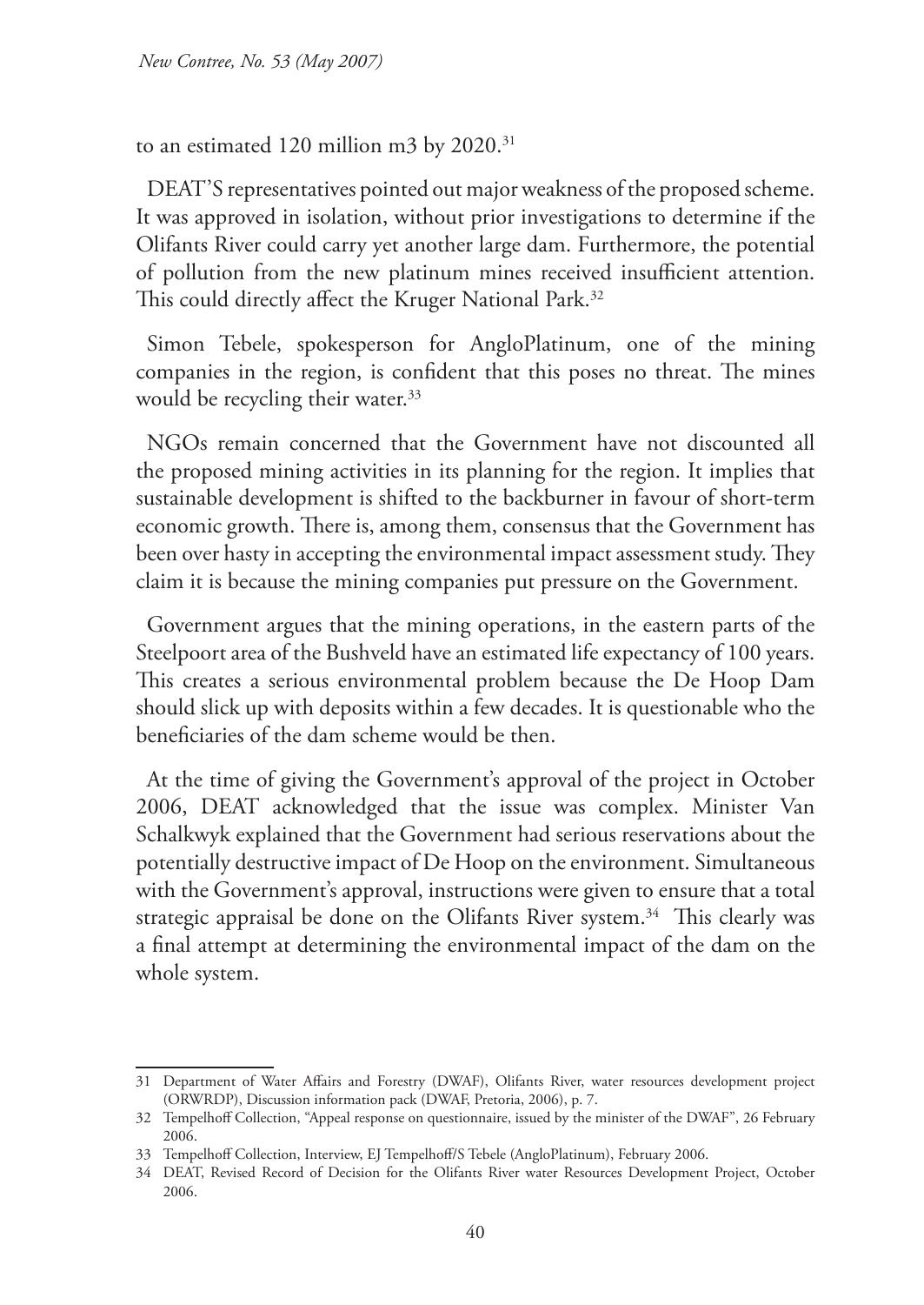to an estimated 120 million m3 by 2020.[31]

DEAT'S representatives pointed out major weakness of the proposed scheme. It was approved in isolation, without prior investigations to determine if the Olifants River could carry yet another large dam. Furthermore, the potential of pollution from the new platinum mines received insufficient attention. This could directly affect the Kruger National Park.[32]

Simon Tebele, spokesperson for AngloPlatinum, one of the mining companies in the region, is confident that this poses no threat. The mines would be recycling their water.[33]

NGOs remain concerned that the Government have not discounted all the proposed mining activities in its planning for the region. It implies that sustainable development is shifted to the backburner in favour of short-term economic growth. There is, among them, consensus that the Government has been over hasty in accepting the environmental impact assessment study. They claim it is because the mining companies put pressure on the Government.

Government argues that the mining operations, in the eastern parts of the Steelpoort area of the Bushveld have an estimated life expectancy of 100 years. This creates a serious environmental problem because the De Hoop Dam should slick up with deposits within a few decades. It is questionable who the beneficiaries of the dam scheme would be then.

At the time of giving the Government's approval of the project in October 2006, DEAT acknowledged that the issue was complex. Minister Van Schalkwyk explained that the Government had serious reservations about the potentially destructive impact of De Hoop on the environment. Simultaneous with the Government's approval, instructions were given to ensure that a total strategic appraisal be done on the Olifants River system.[34] This clearly was a final attempt at determining the environmental impact of the dam on the whole system.

---

31 Department of Water Affairs and Forestry (DWAF), Olifants River, water resources development project (ORWRDP), Discussion information pack (DWAF, Pretoria, 2006), p. 7.

32 Tempelhoff Collection, "Appeal response on questionnaire, issued by the minister of the DWAF", 26 February 2006.

33 Tempelhoff Collection, Interview, EJ Tempelhoff/S Tebele (AngloPlatinum), February 2006.

34 DEAT, Revised Record of Decision for the Olifants River water Resources Development Project, October 2006.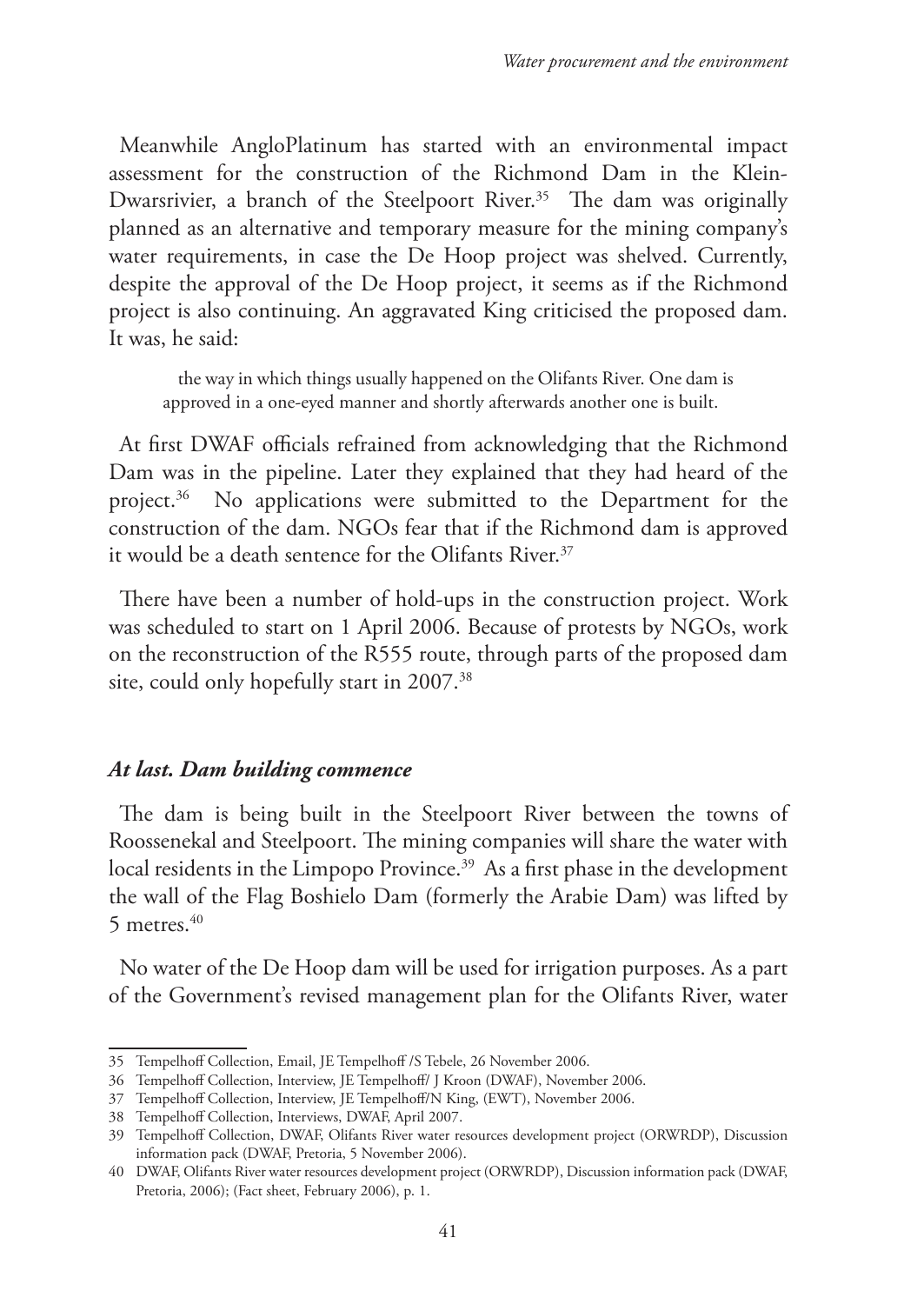Meanwhile AngloPlatinum has started with an environmental impact assessment for the construction of the Richmond Dam in the Klein-Dwarsrivier, a branch of the Steelpoort River.[35] The dam was originally planned as an alternative and temporary measure for the mining company's water requirements, in case the De Hoop project was shelved. Currently, despite the approval of the De Hoop project, it seems as if the Richmond project is also continuing. An aggravated King criticised the proposed dam. It was, he said:

> the way in which things usually happened on the Olifants River. One dam is approved in a one-eyed manner and shortly afterwards another one is built.

At first DWAF officials refrained from acknowledging that the Richmond Dam was in the pipeline. Later they explained that they had heard of the project.[36] No applications were submitted to the Department for the construction of the dam. NGOs fear that if the Richmond dam is approved it would be a death sentence for the Olifants River.[37]

There have been a number of hold-ups in the construction project. Work was scheduled to start on 1 April 2006. Because of protests by NGOs, work on the reconstruction of the R555 route, through parts of the proposed dam site, could only hopefully start in 2007.[38]

### *At last. Dam building commence*

The dam is being built in the Steelpoort River between the towns of Roossenekal and Steelpoort. The mining companies will share the water with local residents in the Limpopo Province.[39] As a first phase in the development the wall of the Flag Boshielo Dam (formerly the Arabie Dam) was lifted by 5 metres.[40]

No water of the De Hoop dam will be used for irrigation purposes. As a part of the Government's revised management plan for the Olifants River, water

---

35 Tempelhoff Collection, Email, JE Tempelhoff /S Tebele, 26 November 2006.

36 Tempelhoff Collection, Interview, JE Tempelhoff/ J Kroon (DWAF), November 2006.

37 Tempelhoff Collection, Interview, JE Tempelhoff/N King, (EWT), November 2006.

38 Tempelhoff Collection, Interviews, DWAF, April 2007.

39 Tempelhoff Collection, DWAF, Olifants River water resources development project (ORWRDP), Discussion information pack (DWAF, Pretoria, 5 November 2006).

40 DWAF, Olifants River water resources development project (ORWRDP), Discussion information pack (DWAF, Pretoria, 2006); (Fact sheet, February 2006), p. 1.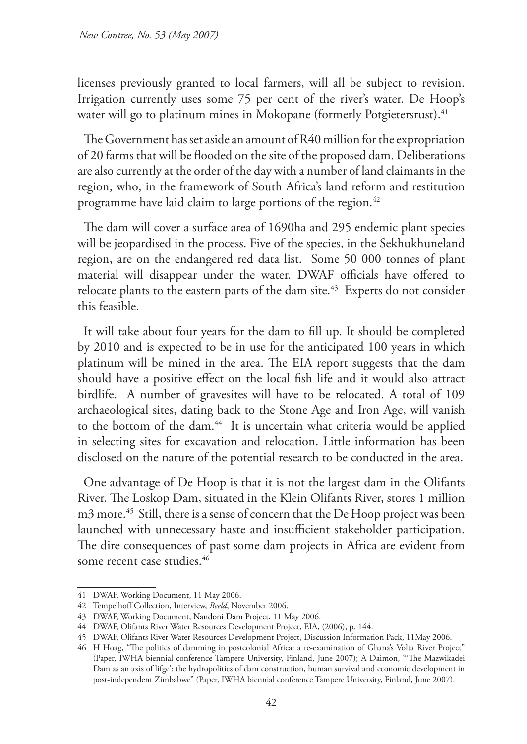licenses previously granted to local farmers, will all be subject to revision. Irrigation currently uses some 75 per cent of the river's water. De Hoop's water will go to platinum mines in Mokopane (formerly Potgietersrust).[41]

The Government has set aside an amount of R40 million for the expropriation of 20 farms that will be flooded on the site of the proposed dam. Deliberations are also currently at the order of the day with a number of land claimants in the region, who, in the framework of South Africa's land reform and restitution programme have laid claim to large portions of the region.[42]

The dam will cover a surface area of 1690ha and 295 endemic plant species will be jeopardised in the process. Five of the species, in the Sekhukhuneland region, are on the endangered red data list. Some 50 000 tonnes of plant material will disappear under the water. DWAF officials have offered to relocate plants to the eastern parts of the dam site.[43] Experts do not consider this feasible.

It will take about four years for the dam to fill up. It should be completed by 2010 and is expected to be in use for the anticipated 100 years in which platinum will be mined in the area. The EIA report suggests that the dam should have a positive effect on the local fish life and it would also attract birdlife. A number of gravesites will have to be relocated. A total of 109 archaeological sites, dating back to the Stone Age and Iron Age, will vanish to the bottom of the dam.[44] It is uncertain what criteria would be applied in selecting sites for excavation and relocation. Little information has been disclosed on the nature of the potential research to be conducted in the area.

One advantage of De Hoop is that it is not the largest dam in the Olifants River. The Loskop Dam, situated in the Klein Olifants River, stores 1 million m3 more.[45] Still, there is a sense of concern that the De Hoop project was been launched with unnecessary haste and insufficient stakeholder participation. The dire consequences of past some dam projects in Africa are evident from some recent case studies.[46]

---

41 DWAF, Working Document, 11 May 2006.

42 Tempelhoff Collection, Interview, *Beeld*, November 2006.

43 DWAF, Working Document, Nandoni Dam Project, 11 May 2006.

44 DWAF, Olifants River Water Resources Development Project, EIA, (2006), p. 144.

45 DWAF, Olifants River Water Resources Development Project, Discussion Information Pack, 11May 2006.

46 H Hoag, "The politics of damming in postcolonial Africa: a re-examination of Ghana's Volta River Project" (Paper, IWHA biennial conference Tampere University, Finland, June 2007); A Daimon, "'The Mazwikadei Dam as an axis of lifge': the hydropolitics of dam construction, human survival and economic development in post-independent Zimbabwe" (Paper, IWHA biennial conference Tampere University, Finland, June 2007).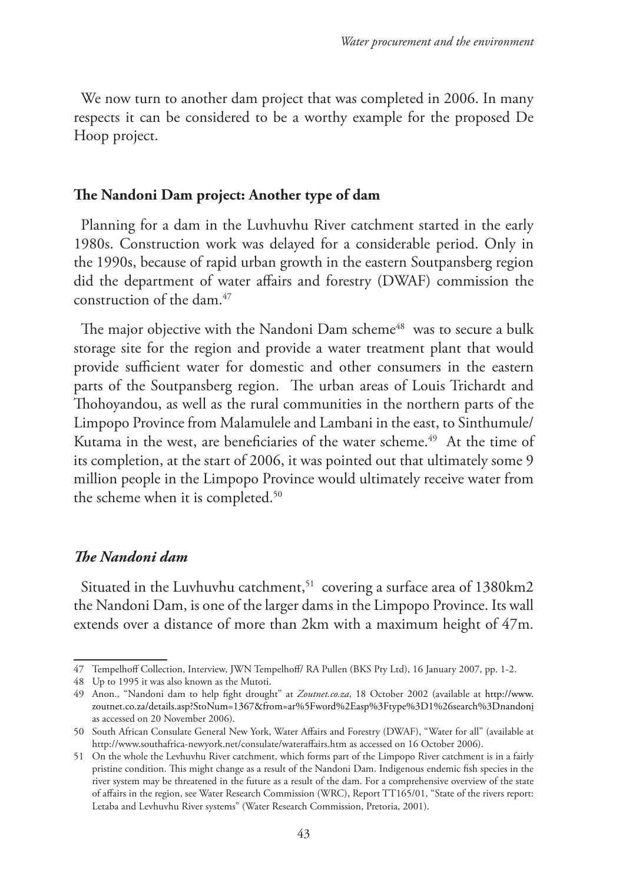We now turn to another dam project that was completed in 2006. In many respects it can be considered to be a worthy example for the proposed De Hoop project.

## The Nandoni Dam project: Another type of dam

Planning for a dam in the Luvhuvhu River catchment started in the early 1980s. Construction work was delayed for a considerable period. Only in the 1990s, because of rapid urban growth in the eastern Soutpansberg region did the department of water affairs and forestry (DWAF) commission the construction of the dam.[47]

The major objective with the Nandoni Dam scheme[48] was to secure a bulk storage site for the region and provide a water treatment plant that would provide sufficient water for domestic and other consumers in the eastern parts of the Soutpansberg region. The urban areas of Louis Trichardt and Thohoyandou, as well as the rural communities in the northern parts of the Limpopo Province from Malamulele and Lambani in the east, to Sinthumule/ Kutama in the west, are beneficiaries of the water scheme.[49] At the time of its completion, at the start of 2006, it was pointed out that ultimately some 9 million people in the Limpopo Province would ultimately receive water from the scheme when it is completed.[50]

### *The Nandoni dam*

Situated in the Luvhuvhu catchment,[51] covering a surface area of 1380km2 the Nandoni Dam, is one of the larger dams in the Limpopo Province. Its wall extends over a distance of more than 2km with a maximum height of 47m.

---

47 Tempelhoff Collection, Interview, JWN Tempelhoff/ RA Pullen (BKS Pty Ltd), 16 January 2007, pp. 1-2.

48 Up to 1995 it was also known as the Mutoti.

49 Anon., "Nandoni dam to help fight drought" at *Zoutnet.co.za*, 18 October 2002 (available at http://www.zoutnet.co.za/details.asp?StoNum=1367&from=ar%5Fword%2Easp%3Ftype%3D1%26search%3Dnandoni as accessed on 20 November 2006).

50 South African Consulate General New York, Water Affairs and Forestry (DWAF), "Water for all" (available at http://www.southafrica-newyork.net/consulate/wateraffairs.htm as accessed on 16 October 2006).

51 On the whole the Levhuvhu River catchment, which forms part of the Limpopo River catchment is in a fairly pristine condition. This might change as a result of the Nandoni Dam. Indigenous endemic fish species in the river system may be threatened in the future as a result of the dam. For a comprehensive overview of the state of affairs in the region, see Water Research Commission (WRC), Report TT165/01, "State of the rivers report: Letaba and Levhuvhu River systems" (Water Research Commission, Pretoria, 2001).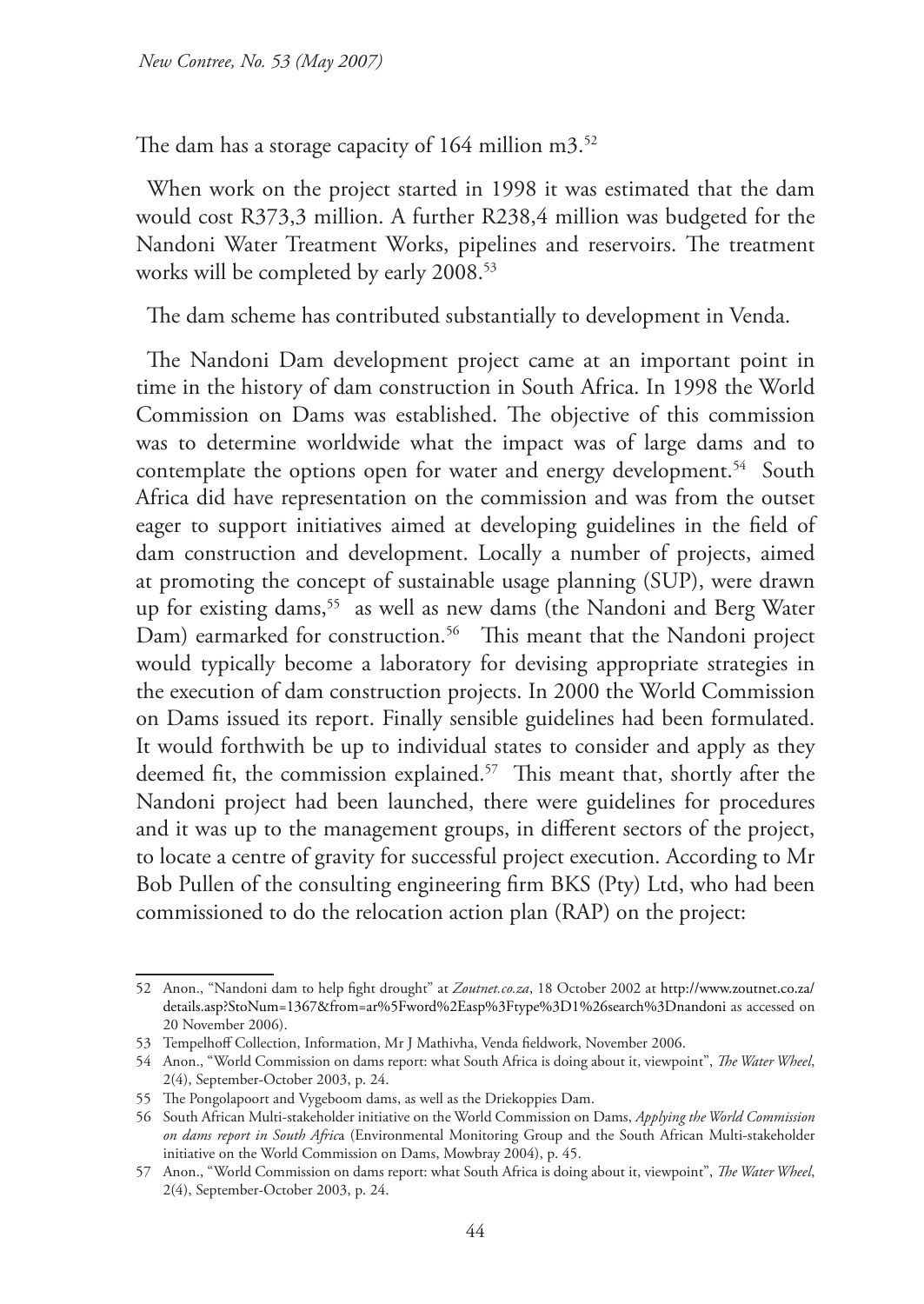The dam has a storage capacity of 164 million m3.[52]

When work on the project started in 1998 it was estimated that the dam would cost R373,3 million. A further R238,4 million was budgeted for the Nandoni Water Treatment Works, pipelines and reservoirs. The treatment works will be completed by early 2008.[53]

The dam scheme has contributed substantially to development in Venda.

The Nandoni Dam development project came at an important point in time in the history of dam construction in South Africa. In 1998 the World Commission on Dams was established. The objective of this commission was to determine worldwide what the impact was of large dams and to contemplate the options open for water and energy development.[54] South Africa did have representation on the commission and was from the outset eager to support initiatives aimed at developing guidelines in the field of dam construction and development. Locally a number of projects, aimed at promoting the concept of sustainable usage planning (SUP), were drawn up for existing dams,[55] as well as new dams (the Nandoni and Berg Water Dam) earmarked for construction.[56] This meant that the Nandoni project would typically become a laboratory for devising appropriate strategies in the execution of dam construction projects. In 2000 the World Commission on Dams issued its report. Finally sensible guidelines had been formulated. It would forthwith be up to individual states to consider and apply as they deemed fit, the commission explained.[57] This meant that, shortly after the Nandoni project had been launched, there were guidelines for procedures and it was up to the management groups, in different sectors of the project, to locate a centre of gravity for successful project execution. According to Mr Bob Pullen of the consulting engineering firm BKS (Pty) Ltd, who had been commissioned to do the relocation action plan (RAP) on the project:

---

52 Anon., "Nandoni dam to help fight drought" at *Zoutnet.co.za*, 18 October 2002 at http://www.zoutnet.co.za/details.asp?StoNum=1367&from=ar%5Fword%2Easp%3Ftype%3D1%26search%3Dnandoni as accessed on 20 November 2006).

53 Tempelhoff Collection, Information, Mr J Mathivha, Venda fieldwork, November 2006.

54 Anon., "World Commission on dams report: what South Africa is doing about it, viewpoint", *The Water Wheel*, 2(4), September-October 2003, p. 24.

55 The Pongolapoort and Vygeboom dams, as well as the Driekoppies Dam.

56 South African Multi-stakeholder initiative on the World Commission on Dams, *Applying the World Commission on dams report in South Africa* (Environmental Monitoring Group and the South African Multi-stakeholder initiative on the World Commission on Dams, Mowbray 2004), p. 45.

57 Anon., "World Commission on dams report: what South Africa is doing about it, viewpoint", *The Water Wheel*, 2(4), September-October 2003, p. 24.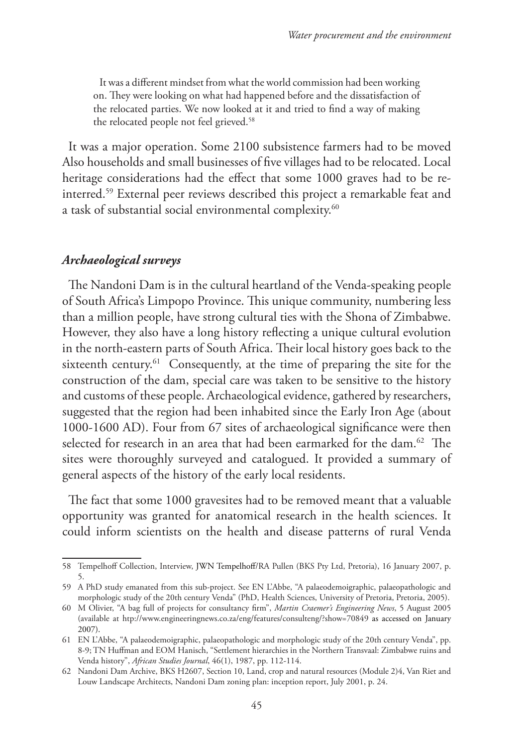It was a different mindset from what the world commission had been working on. They were looking on what had happened before and the dissatisfaction of the relocated parties. We now looked at it and tried to find a way of making the relocated people not feel grieved.[58]

It was a major operation. Some 2100 subsistence farmers had to be moved Also households and small businesses of five villages had to be relocated. Local heritage considerations had the effect that some 1000 graves had to be re-interred.[59] External peer reviews described this project a remarkable feat and a task of substantial social environmental complexity.[60]

### *Archaeological surveys*

The Nandoni Dam is in the cultural heartland of the Venda-speaking people of South Africa's Limpopo Province. This unique community, numbering less than a million people, have strong cultural ties with the Shona of Zimbabwe. However, they also have a long history reflecting a unique cultural evolution in the north-eastern parts of South Africa. Their local history goes back to the sixteenth century.[61] Consequently, at the time of preparing the site for the construction of the dam, special care was taken to be sensitive to the history and customs of these people. Archaeological evidence, gathered by researchers, suggested that the region had been inhabited since the Early Iron Age (about 1000-1600 AD). Four from 67 sites of archaeological significance were then selected for research in an area that had been earmarked for the dam.[62] The sites were thoroughly surveyed and catalogued. It provided a summary of general aspects of the history of the early local residents.

The fact that some 1000 gravesites had to be removed meant that a valuable opportunity was granted for anatomical research in the health sciences. It could inform scientists on the health and disease patterns of rural Venda

---

58 Tempelhoff Collection, Interview, JWN Tempelhoff/RA Pullen (BKS Pty Ltd, Pretoria), 16 January 2007, p. 5.

59 A PhD study emanated from this sub-project. See EN L'Abbe, "A palaeodemoigraphic, palaeopathologic and morphologic study of the 20th century Venda" (PhD, Health Sciences, University of Pretoria, Pretoria, 2005).

60 M Olivier, "A bag full of projects for consultancy firm", *Martin Craemer's Engineering News*, 5 August 2005 (available at htp://www.engineeringnews.co.za/eng/features/consulteng/?show=70849 as accessed on January 2007).

61 EN L'Abbe, "A palaeodemoigraphic, palaeopathologic and morphologic study of the 20th century Venda", pp. 8-9; TN Huffman and EOM Hanisch, "Settlement hierarchies in the Northern Transvaal: Zimbabwe ruins and Venda history", *African Studies Journal*, 46(1), 1987, pp. 112-114.

62 Nandoni Dam Archive, BKS H2607, Section 10, Land, crop and natural resources (Module 2)4, Van Riet and Louw Landscape Architects, Nandoni Dam zoning plan: inception report, July 2001, p. 24.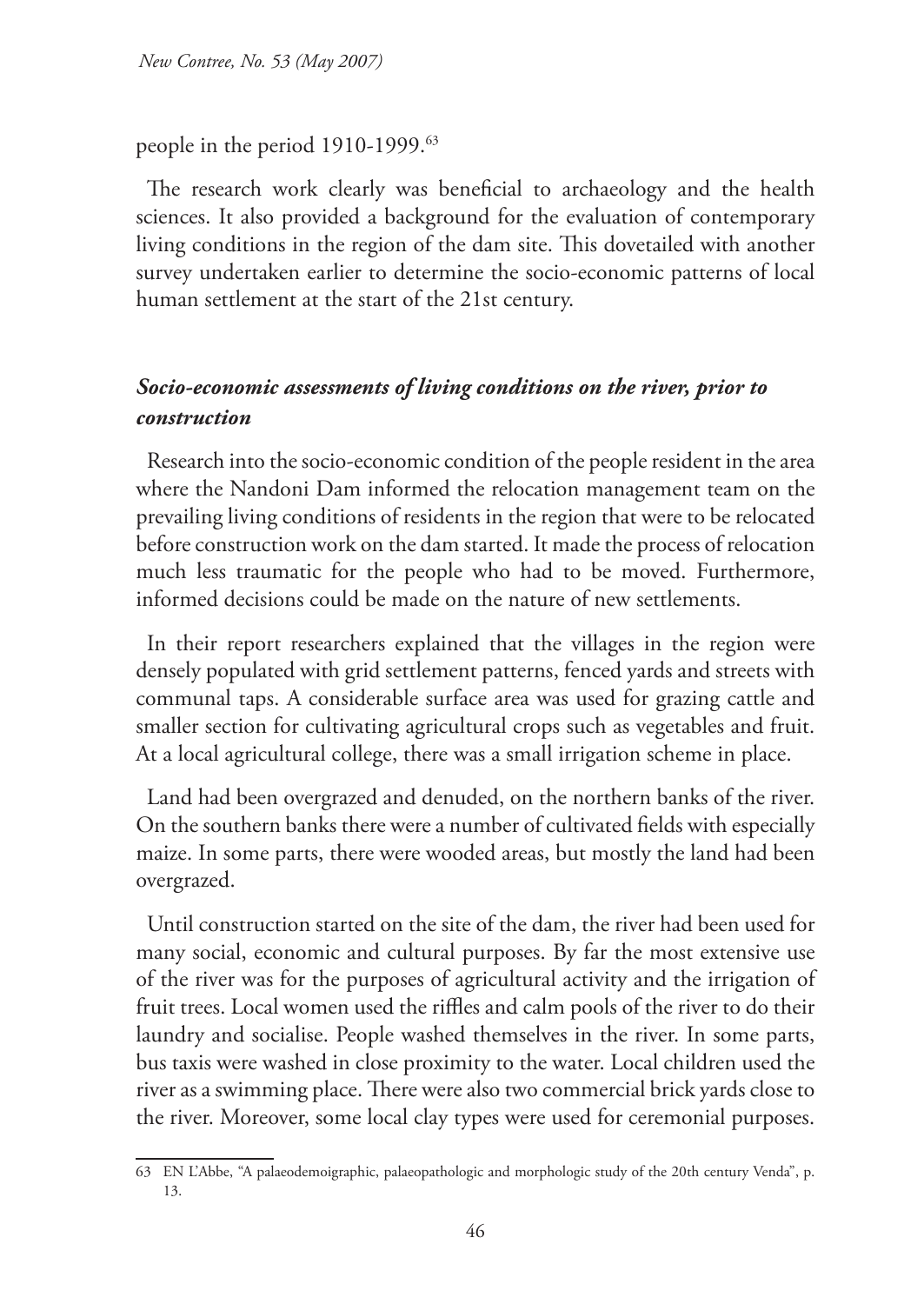people in the period 1910-1999.[63]

The research work clearly was beneficial to archaeology and the health sciences. It also provided a background for the evaluation of contemporary living conditions in the region of the dam site. This dovetailed with another survey undertaken earlier to determine the socio-economic patterns of local human settlement at the start of the 21st century.

### *Socio-economic assessments of living conditions on the river, prior to construction*

Research into the socio-economic condition of the people resident in the area where the Nandoni Dam informed the relocation management team on the prevailing living conditions of residents in the region that were to be relocated before construction work on the dam started. It made the process of relocation much less traumatic for the people who had to be moved. Furthermore, informed decisions could be made on the nature of new settlements.

In their report researchers explained that the villages in the region were densely populated with grid settlement patterns, fenced yards and streets with communal taps. A considerable surface area was used for grazing cattle and smaller section for cultivating agricultural crops such as vegetables and fruit. At a local agricultural college, there was a small irrigation scheme in place.

Land had been overgrazed and denuded, on the northern banks of the river. On the southern banks there were a number of cultivated fields with especially maize. In some parts, there were wooded areas, but mostly the land had been overgrazed.

Until construction started on the site of the dam, the river had been used for many social, economic and cultural purposes. By far the most extensive use of the river was for the purposes of agricultural activity and the irrigation of fruit trees. Local women used the riffles and calm pools of the river to do their laundry and socialise. People washed themselves in the river. In some parts, bus taxis were washed in close proximity to the water. Local children used the river as a swimming place. There were also two commercial brick yards close to the river. Moreover, some local clay types were used for ceremonial purposes.

---

63 EN L'Abbe, "A palaeodemoigraphic, palaeopathologic and morphologic study of the 20th century Venda", p. 13.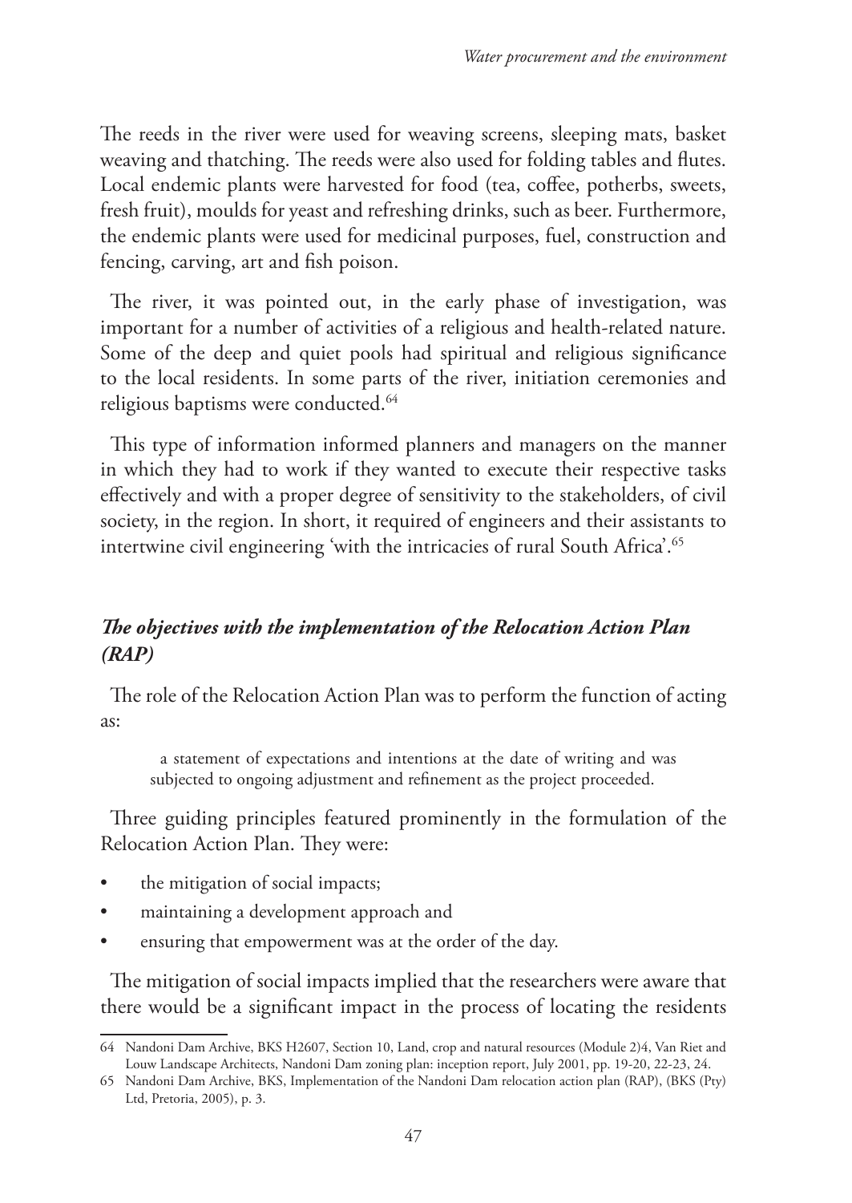The reeds in the river were used for weaving screens, sleeping mats, basket weaving and thatching. The reeds were also used for folding tables and flutes. Local endemic plants were harvested for food (tea, coffee, potherbs, sweets, fresh fruit), moulds for yeast and refreshing drinks, such as beer. Furthermore, the endemic plants were used for medicinal purposes, fuel, construction and fencing, carving, art and fish poison.

The river, it was pointed out, in the early phase of investigation, was important for a number of activities of a religious and health-related nature. Some of the deep and quiet pools had spiritual and religious significance to the local residents. In some parts of the river, initiation ceremonies and religious baptisms were conducted.[64]

This type of information informed planners and managers on the manner in which they had to work if they wanted to execute their respective tasks effectively and with a proper degree of sensitivity to the stakeholders, of civil society, in the region. In short, it required of engineers and their assistants to intertwine civil engineering 'with the intricacies of rural South Africa'.[65]

### *The objectives with the implementation of the Relocation Action Plan (RAP)*

The role of the Relocation Action Plan was to perform the function of acting as:

> a statement of expectations and intentions at the date of writing and was subjected to ongoing adjustment and refinement as the project proceeded.

Three guiding principles featured prominently in the formulation of the Relocation Action Plan. They were:

- the mitigation of social impacts;
- maintaining a development approach and
- ensuring that empowerment was at the order of the day.

The mitigation of social impacts implied that the researchers were aware that there would be a significant impact in the process of locating the residents

---

64 Nandoni Dam Archive, BKS H2607, Section 10, Land, crop and natural resources (Module 2)4, Van Riet and Louw Landscape Architects, Nandoni Dam zoning plan: inception report, July 2001, pp. 19-20, 22-23, 24.

65 Nandoni Dam Archive, BKS, Implementation of the Nandoni Dam relocation action plan (RAP), (BKS (Pty) Ltd, Pretoria, 2005), p. 3.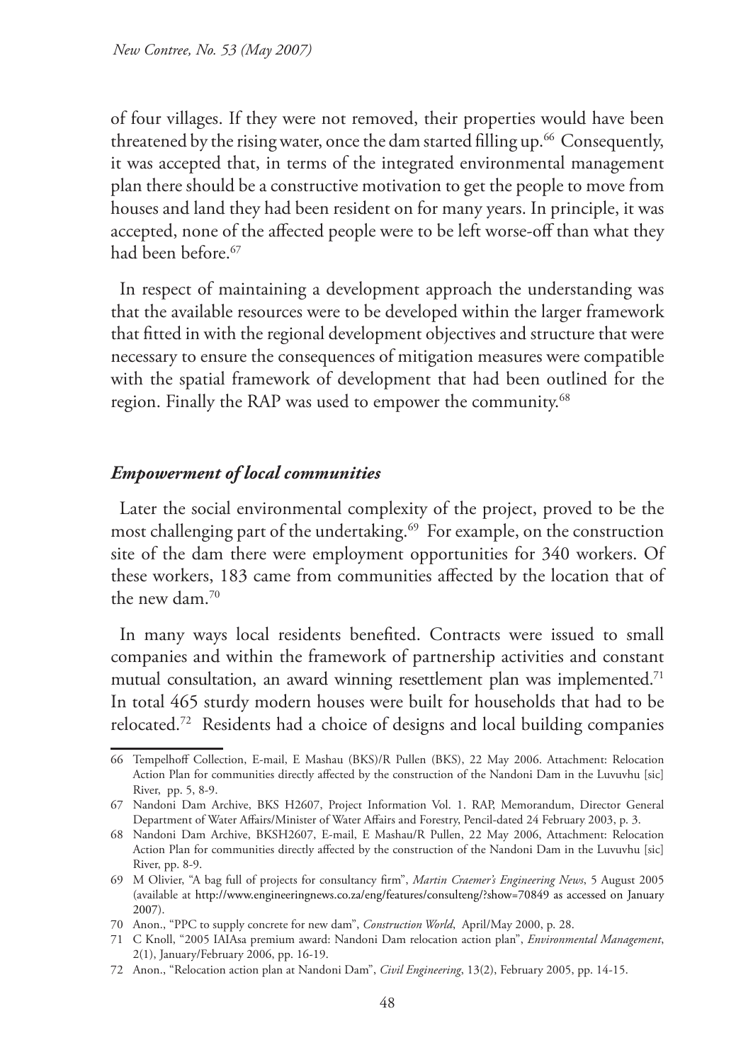of four villages. If they were not removed, their properties would have been threatened by the rising water, once the dam started filling up.[66] Consequently, it was accepted that, in terms of the integrated environmental management plan there should be a constructive motivation to get the people to move from houses and land they had been resident on for many years. In principle, it was accepted, none of the affected people were to be left worse-off than what they had been before.[67]

In respect of maintaining a development approach the understanding was that the available resources were to be developed within the larger framework that fitted in with the regional development objectives and structure that were necessary to ensure the consequences of mitigation measures were compatible with the spatial framework of development that had been outlined for the region. Finally the RAP was used to empower the community.[68]

### *Empowerment of local communities*

Later the social environmental complexity of the project, proved to be the most challenging part of the undertaking.[69] For example, on the construction site of the dam there were employment opportunities for 340 workers. Of these workers, 183 came from communities affected by the location that of the new dam.[70]

In many ways local residents benefited. Contracts were issued to small companies and within the framework of partnership activities and constant mutual consultation, an award winning resettlement plan was implemented.[71] In total 465 sturdy modern houses were built for households that had to be relocated.[72] Residents had a choice of designs and local building companies

---

66 Tempelhoff Collection, E-mail, E Mashau (BKS)/R Pullen (BKS), 22 May 2006. Attachment: Relocation Action Plan for communities directly affected by the construction of the Nandoni Dam in the Luvuvhu [sic] River, pp. 5, 8-9.

67 Nandoni Dam Archive, BKS H2607, Project Information Vol. 1. RAP, Memorandum, Director General Department of Water Affairs/Minister of Water Affairs and Forestry, Pencil-dated 24 February 2003, p. 3.

68 Nandoni Dam Archive, BKSH2607, E-mail, E Mashau/R Pullen, 22 May 2006, Attachment: Relocation Action Plan for communities directly affected by the construction of the Nandoni Dam in the Luvuvhu [sic] River, pp. 8-9.

69 M Olivier, "A bag full of projects for consultancy firm", *Martin Craemer's Engineering News*, 5 August 2005 (available at http://www.engineeringnews.co.za/eng/features/consulteng/?show=70849 as accessed on January 2007).

70 Anon., "PPC to supply concrete for new dam", *Construction World*, April/May 2000, p. 28.

71 C Knoll, "2005 IAIAsa premium award: Nandoni Dam relocation action plan", *Environmental Management*, 2(1), January/February 2006, pp. 16-19.

72 Anon., "Relocation action plan at Nandoni Dam", *Civil Engineering*, 13(2), February 2005, pp. 14-15.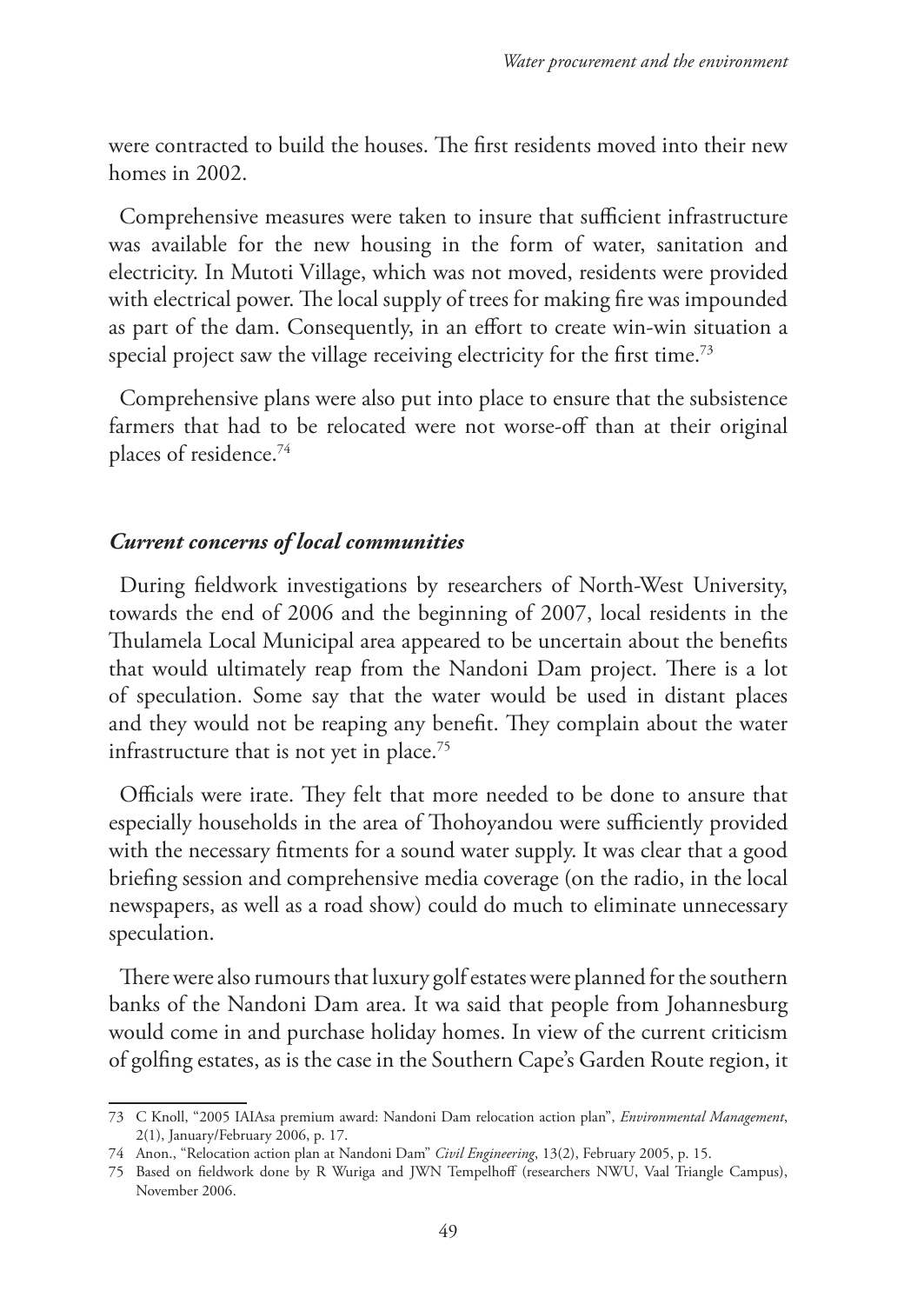were contracted to build the houses. The first residents moved into their new homes in 2002.

Comprehensive measures were taken to insure that sufficient infrastructure was available for the new housing in the form of water, sanitation and electricity. In Mutoti Village, which was not moved, residents were provided with electrical power. The local supply of trees for making fire was impounded as part of the dam. Consequently, in an effort to create win-win situation a special project saw the village receiving electricity for the first time.[73]

Comprehensive plans were also put into place to ensure that the subsistence farmers that had to be relocated were not worse-off than at their original places of residence.[74]

### *Current concerns of local communities*

During fieldwork investigations by researchers of North-West University, towards the end of 2006 and the beginning of 2007, local residents in the Thulamela Local Municipal area appeared to be uncertain about the benefits that would ultimately reap from the Nandoni Dam project. There is a lot of speculation. Some say that the water would be used in distant places and they would not be reaping any benefit. They complain about the water infrastructure that is not yet in place.[75]

Officials were irate. They felt that more needed to be done to ansure that especially households in the area of Thohoyandou were sufficiently provided with the necessary fitments for a sound water supply. It was clear that a good briefing session and comprehensive media coverage (on the radio, in the local newspapers, as well as a road show) could do much to eliminate unnecessary speculation.

There were also rumours that luxury golf estates were planned for the southern banks of the Nandoni Dam area. It wa said that people from Johannesburg would come in and purchase holiday homes. In view of the current criticism of golfing estates, as is the case in the Southern Cape's Garden Route region, it

---

73 C Knoll, "2005 IAIAsa premium award: Nandoni Dam relocation action plan", *Environmental Management*, 2(1), January/February 2006, p. 17.

74 Anon., "Relocation action plan at Nandoni Dam" *Civil Engineering*, 13(2), February 2005, p. 15.

75 Based on fieldwork done by R Wuriga and JWN Tempelhoff (researchers NWU, Vaal Triangle Campus), November 2006.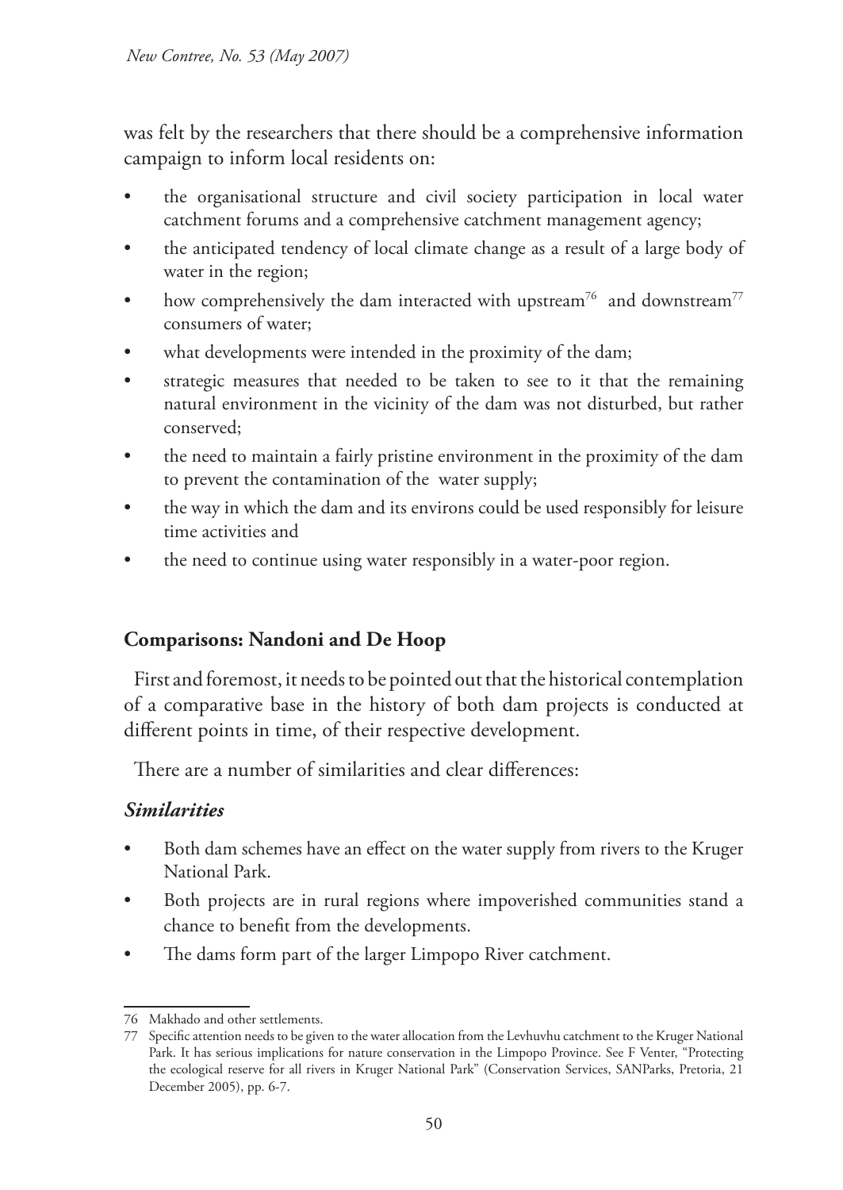was felt by the researchers that there should be a comprehensive information campaign to inform local residents on:

- the organisational structure and civil society participation in local water catchment forums and a comprehensive catchment management agency;
- the anticipated tendency of local climate change as a result of a large body of water in the region;
- how comprehensively the dam interacted with upstream[76] and downstream[77] consumers of water;
- what developments were intended in the proximity of the dam;
- strategic measures that needed to be taken to see to it that the remaining natural environment in the vicinity of the dam was not disturbed, but rather conserved;
- the need to maintain a fairly pristine environment in the proximity of the dam to prevent the contamination of the water supply;
- the way in which the dam and its environs could be used responsibly for leisure time activities and
- the need to continue using water responsibly in a water-poor region.

## Comparisons: Nandoni and De Hoop

First and foremost, it needs to be pointed out that the historical contemplation of a comparative base in the history of both dam projects is conducted at different points in time, of their respective development.

There are a number of similarities and clear differences:

### *Similarities*

- Both dam schemes have an effect on the water supply from rivers to the Kruger National Park.
- Both projects are in rural regions where impoverished communities stand a chance to benefit from the developments.
- The dams form part of the larger Limpopo River catchment.

---

76 Makhado and other settlements.

77 Specific attention needs to be given to the water allocation from the Levhuvhu catchment to the Kruger National Park. It has serious implications for nature conservation in the Limpopo Province. See F Venter, "Protecting the ecological reserve for all rivers in Kruger National Park" (Conservation Services, SANParks, Pretoria, 21 December 2005), pp. 6-7.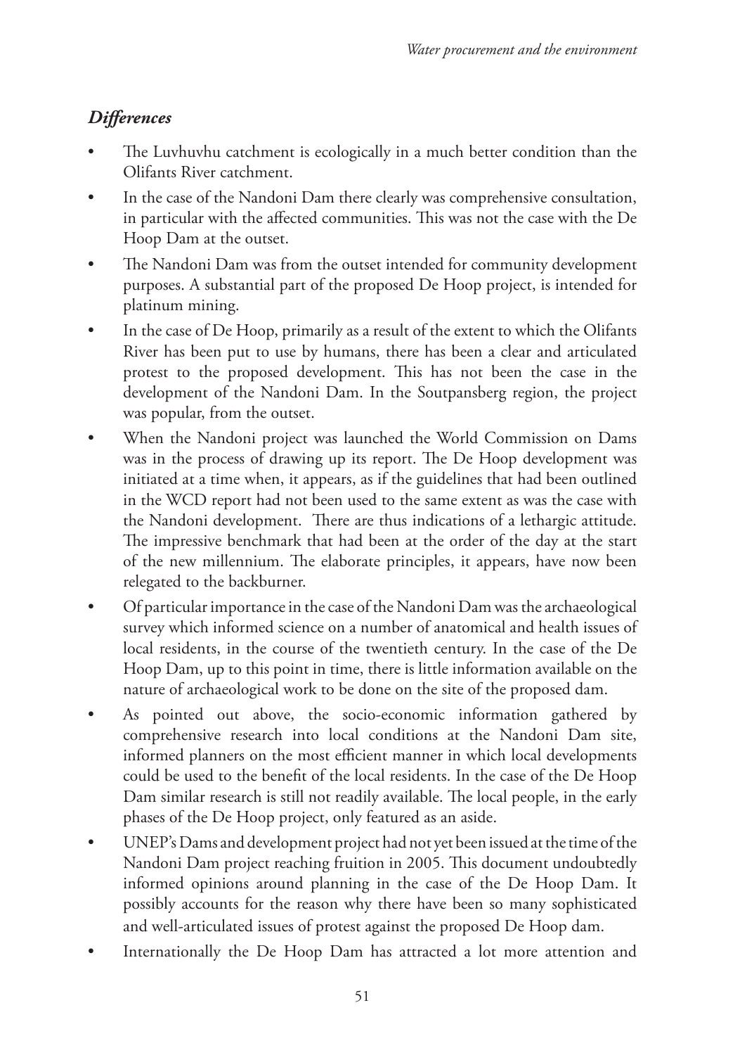### *Differences*

- The Luvhuvhu catchment is ecologically in a much better condition than the Olifants River catchment.
- In the case of the Nandoni Dam there clearly was comprehensive consultation, in particular with the affected communities. This was not the case with the De Hoop Dam at the outset.
- The Nandoni Dam was from the outset intended for community development purposes. A substantial part of the proposed De Hoop project, is intended for platinum mining.
- In the case of De Hoop, primarily as a result of the extent to which the Olifants River has been put to use by humans, there has been a clear and articulated protest to the proposed development. This has not been the case in the development of the Nandoni Dam. In the Soutpansberg region, the project was popular, from the outset.
- When the Nandoni project was launched the World Commission on Dams was in the process of drawing up its report. The De Hoop development was initiated at a time when, it appears, as if the guidelines that had been outlined in the WCD report had not been used to the same extent as was the case with the Nandoni development. There are thus indications of a lethargic attitude. The impressive benchmark that had been at the order of the day at the start of the new millennium. The elaborate principles, it appears, have now been relegated to the backburner.
- Of particular importance in the case of the Nandoni Dam was the archaeological survey which informed science on a number of anatomical and health issues of local residents, in the course of the twentieth century. In the case of the De Hoop Dam, up to this point in time, there is little information available on the nature of archaeological work to be done on the site of the proposed dam.
- As pointed out above, the socio-economic information gathered by comprehensive research into local conditions at the Nandoni Dam site, informed planners on the most efficient manner in which local developments could be used to the benefit of the local residents. In the case of the De Hoop Dam similar research is still not readily available. The local people, in the early phases of the De Hoop project, only featured as an aside.
- UNEP's Dams and development project had not yet been issued at the time of the Nandoni Dam project reaching fruition in 2005. This document undoubtedly informed opinions around planning in the case of the De Hoop Dam. It possibly accounts for the reason why there have been so many sophisticated and well-articulated issues of protest against the proposed De Hoop dam.
- Internationally the De Hoop Dam has attracted a lot more attention and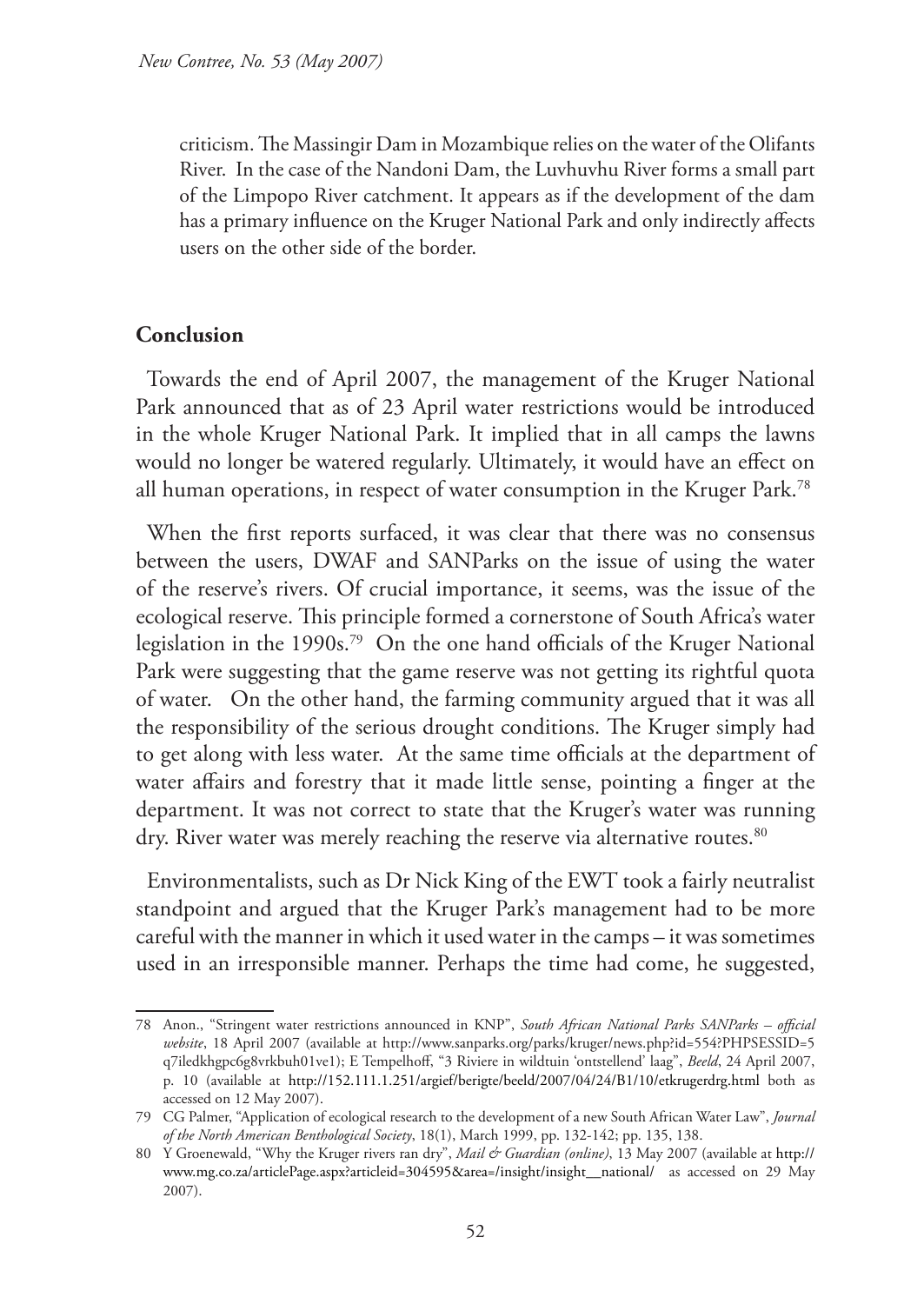criticism. The Massingir Dam in Mozambique relies on the water of the Olifants River. In the case of the Nandoni Dam, the Luvhuvhu River forms a small part of the Limpopo River catchment. It appears as if the development of the dam has a primary influence on the Kruger National Park and only indirectly affects users on the other side of the border.

## Conclusion

Towards the end of April 2007, the management of the Kruger National Park announced that as of 23 April water restrictions would be introduced in the whole Kruger National Park. It implied that in all camps the lawns would no longer be watered regularly. Ultimately, it would have an effect on all human operations, in respect of water consumption in the Kruger Park.[78]

When the first reports surfaced, it was clear that there was no consensus between the users, DWAF and SANParks on the issue of using the water of the reserve's rivers. Of crucial importance, it seems, was the issue of the ecological reserve. This principle formed a cornerstone of South Africa's water legislation in the 1990s.[79] On the one hand officials of the Kruger National Park were suggesting that the game reserve was not getting its rightful quota of water. On the other hand, the farming community argued that it was all the responsibility of the serious drought conditions. The Kruger simply had to get along with less water. At the same time officials at the department of water affairs and forestry that it made little sense, pointing a finger at the department. It was not correct to state that the Kruger's water was running dry. River water was merely reaching the reserve via alternative routes.[80]

Environmentalists, such as Dr Nick King of the EWT took a fairly neutralist standpoint and argued that the Kruger Park's management had to be more careful with the manner in which it used water in the camps – it was sometimes used in an irresponsible manner. Perhaps the time had come, he suggested,

---

78 Anon., "Stringent water restrictions announced in KNP", *South African National Parks SANParks – official website*, 18 April 2007 (available at http://www.sanparks.org/parks/kruger/news.php?id=554?PHPSESSID=5q7iledkhgpc6g8vrkbuh01ve1); E Tempelhoff, "3 Riviere in wildtuin 'ontstellend' laag", *Beeld*, 24 April 2007, p. 10 (available at http://152.111.1.251/argief/berigte/beeld/2007/04/24/B1/10/etkrugerdrg.html both as accessed on 12 May 2007).

79 CG Palmer, "Application of ecological research to the development of a new South African Water Law", *Journal of the North American Benthological Society*, 18(1), March 1999, pp. 132-142; pp. 135, 138.

80 Y Groenewald, "Why the Kruger rivers ran dry", *Mail & Guardian (online)*, 13 May 2007 (available at http://www.mg.co.za/articlePage.aspx?articleid=304595&area=/insight/insight__national/ as accessed on 29 May 2007).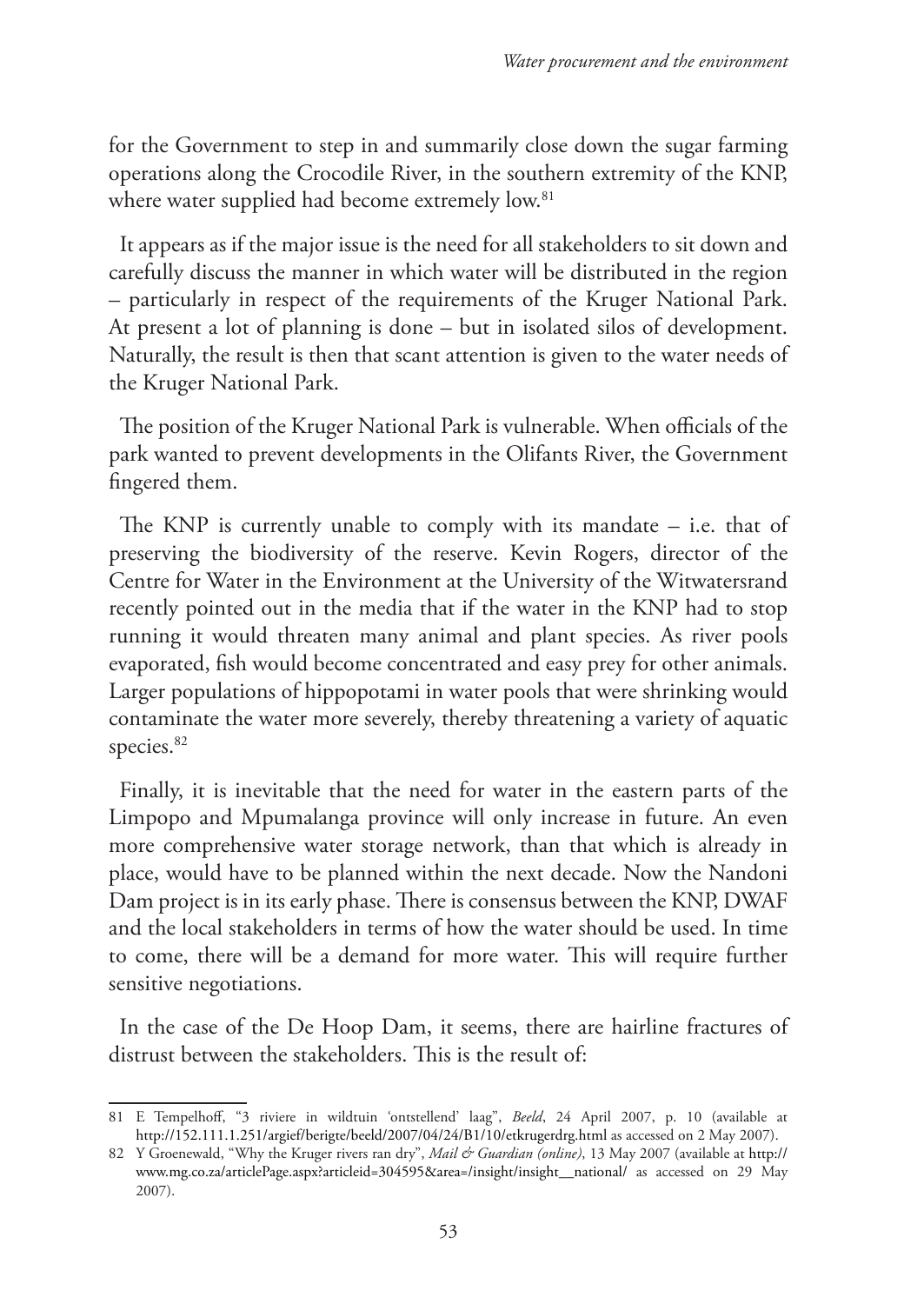for the Government to step in and summarily close down the sugar farming operations along the Crocodile River, in the southern extremity of the KNP, where water supplied had become extremely low.[81]

It appears as if the major issue is the need for all stakeholders to sit down and carefully discuss the manner in which water will be distributed in the region – particularly in respect of the requirements of the Kruger National Park. At present a lot of planning is done – but in isolated silos of development. Naturally, the result is then that scant attention is given to the water needs of the Kruger National Park.

The position of the Kruger National Park is vulnerable. When officials of the park wanted to prevent developments in the Olifants River, the Government fingered them.

The KNP is currently unable to comply with its mandate – i.e. that of preserving the biodiversity of the reserve. Kevin Rogers, director of the Centre for Water in the Environment at the University of the Witwatersrand recently pointed out in the media that if the water in the KNP had to stop running it would threaten many animal and plant species. As river pools evaporated, fish would become concentrated and easy prey for other animals. Larger populations of hippopotami in water pools that were shrinking would contaminate the water more severely, thereby threatening a variety of aquatic species.[82]

Finally, it is inevitable that the need for water in the eastern parts of the Limpopo and Mpumalanga province will only increase in future. An even more comprehensive water storage network, than that which is already in place, would have to be planned within the next decade. Now the Nandoni Dam project is in its early phase. There is consensus between the KNP, DWAF and the local stakeholders in terms of how the water should be used. In time to come, there will be a demand for more water. This will require further sensitive negotiations.

In the case of the De Hoop Dam, it seems, there are hairline fractures of distrust between the stakeholders. This is the result of:

---

81 E Tempelhoff, "3 riviere in wildtuin 'ontstellend' laag", *Beeld*, 24 April 2007, p. 10 (available at http://152.111.1.251/argief/berigte/beeld/2007/04/24/B1/10/etkrugerdrg.html as accessed on 2 May 2007).

82 Y Groenewald, "Why the Kruger rivers ran dry", *Mail & Guardian (online)*, 13 May 2007 (available at http://www.mg.co.za/articlePage.aspx?articleid=304595&area=/insight/insight__national/ as accessed on 29 May 2007).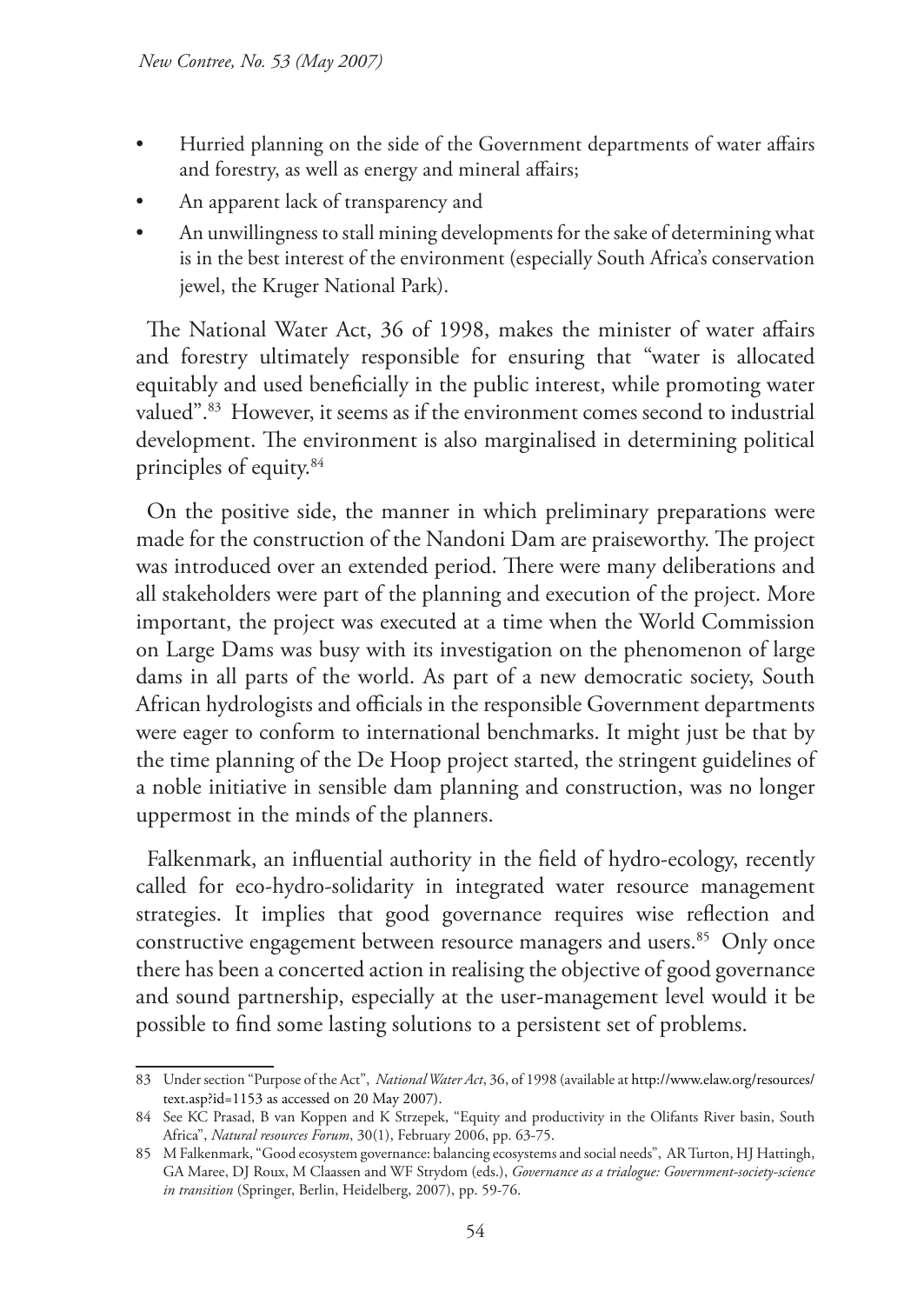- Hurried planning on the side of the Government departments of water affairs and forestry, as well as energy and mineral affairs;
- An apparent lack of transparency and
- An unwillingness to stall mining developments for the sake of determining what is in the best interest of the environment (especially South Africa's conservation jewel, the Kruger National Park).

The National Water Act, 36 of 1998, makes the minister of water affairs and forestry ultimately responsible for ensuring that "water is allocated equitably and used beneficially in the public interest, while promoting water valued".[83] However, it seems as if the environment comes second to industrial development. The environment is also marginalised in determining political principles of equity.[84]

On the positive side, the manner in which preliminary preparations were made for the construction of the Nandoni Dam are praiseworthy. The project was introduced over an extended period. There were many deliberations and all stakeholders were part of the planning and execution of the project. More important, the project was executed at a time when the World Commission on Large Dams was busy with its investigation on the phenomenon of large dams in all parts of the world. As part of a new democratic society, South African hydrologists and officials in the responsible Government departments were eager to conform to international benchmarks. It might just be that by the time planning of the De Hoop project started, the stringent guidelines of a noble initiative in sensible dam planning and construction, was no longer uppermost in the minds of the planners.

Falkenmark, an influential authority in the field of hydro-ecology, recently called for eco-hydro-solidarity in integrated water resource management strategies. It implies that good governance requires wise reflection and constructive engagement between resource managers and users.[85] Only once there has been a concerted action in realising the objective of good governance and sound partnership, especially at the user-management level would it be possible to find some lasting solutions to a persistent set of problems.

---

83 Under section "Purpose of the Act", *National Water Act*, 36, of 1998 (available at http://www.elaw.org/resources/text.asp?id=1153 as accessed on 20 May 2007).

84 See KC Prasad, B van Koppen and K Strzepek, "Equity and productivity in the Olifants River basin, South Africa", *Natural resources Forum*, 30(1), February 2006, pp. 63-75.

85 M Falkenmark, "Good ecosystem governance: balancing ecosystems and social needs", AR Turton, HJ Hattingh, GA Maree, DJ Roux, M Claassen and WF Strydom (eds.), *Governance as a trialogue: Government-society-science in transition* (Springer, Berlin, Heidelberg, 2007), pp. 59-76.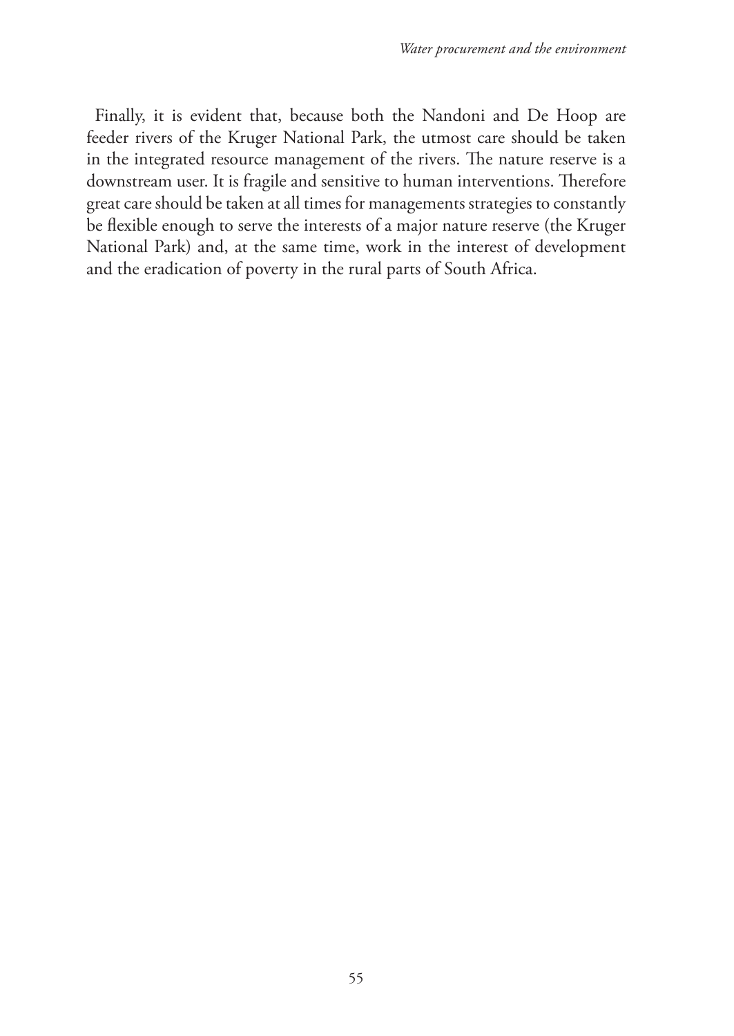Finally, it is evident that, because both the Nandoni and De Hoop are feeder rivers of the Kruger National Park, the utmost care should be taken in the integrated resource management of the rivers. The nature reserve is a downstream user. It is fragile and sensitive to human interventions. Therefore great care should be taken at all times for managements strategies to constantly be flexible enough to serve the interests of a major nature reserve (the Kruger National Park) and, at the same time, work in the interest of development and the eradication of poverty in the rural parts of South Africa.